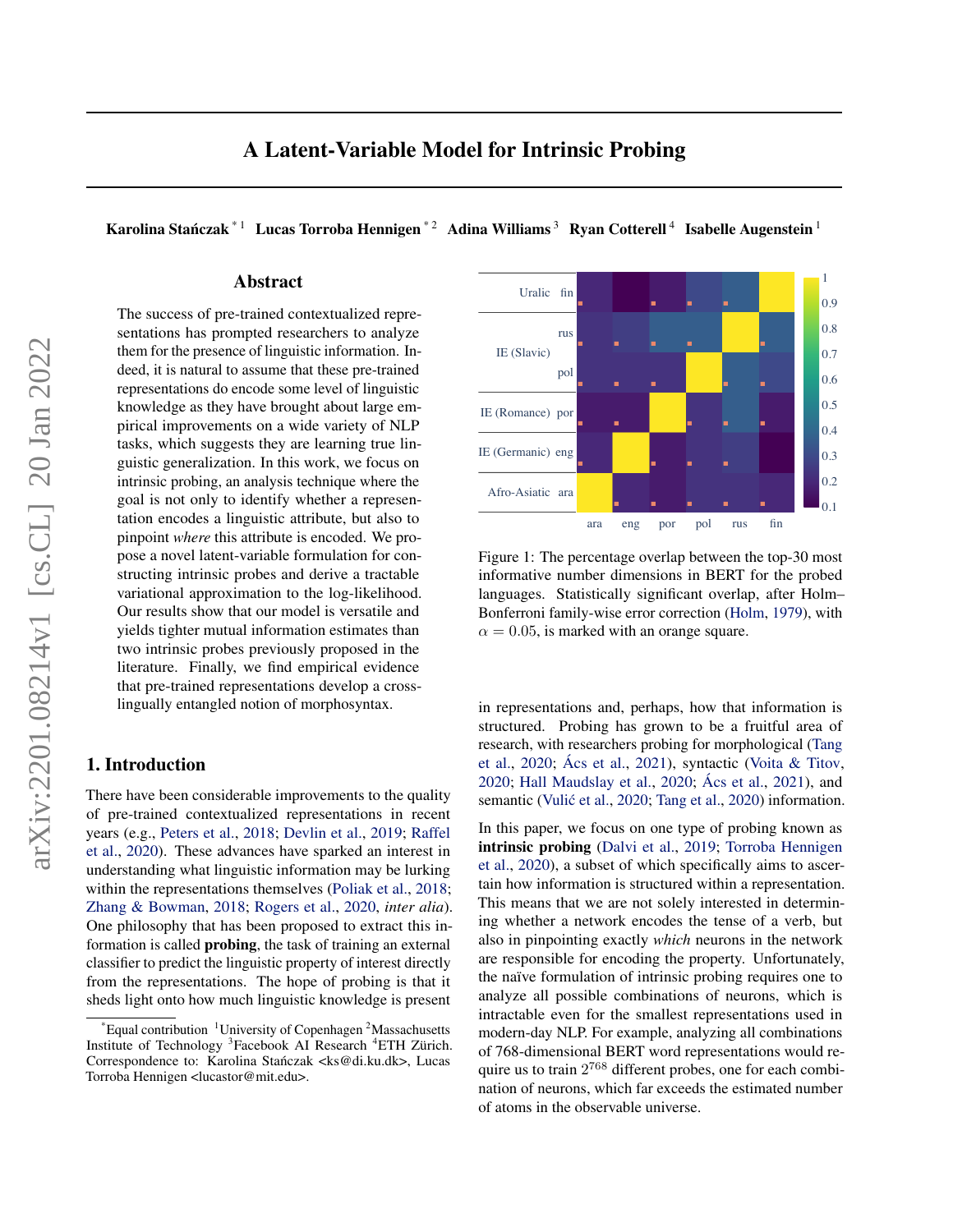# A Latent-Variable Model for Intrinsic Probing

**Karolina Stańczak** [*1] **Lucas Torroba Hennigen** [*2] **Adina Williams** [3] **Ryan Cotterell** [4] **Isabelle Augenstein** [1]

## Abstract

The success of pre-trained contextualized representations has prompted researchers to analyze them for the presence of linguistic information. Indeed, it is natural to assume that these pre-trained representations do encode some level of linguistic knowledge as they have brought about large empirical improvements on a wide variety of NLP tasks, which suggests they are learning true linguistic generalization. In this work, we focus on intrinsic probing, an analysis technique where the goal is not only to identify whether a representation encodes a linguistic attribute, but also to pinpoint *where* this attribute is encoded. We propose a novel latent-variable formulation for constructing intrinsic probes and derive a tractable variational approximation to the log-likelihood. Our results show that our model is versatile and yields tighter mutual information estimates than two intrinsic probes previously proposed in the literature. Finally, we find empirical evidence that pre-trained representations develop a cross-lingually entangled notion of morphosyntax.

Figure 1: The percentage overlap between the top-30 most informative number dimensions in BERT for the probed languages. Statistically significant overlap, after Holm–Bonferroni family-wise error correction (Holm, 1979), with $\alpha = 0.05$, is marked with an orange square.

## 1. Introduction

There have been considerable improvements to the quality of pre-trained contextualized representations in recent years (e.g., Peters et al., 2018; Devlin et al., 2019; Raffel et al., 2020). These advances have sparked an interest in understanding what linguistic information may be lurking within the representations themselves (Poliak et al., 2018; Zhang & Bowman, 2018; Rogers et al., 2020, *inter alia*). One philosophy that has been proposed to extract this information is called **probing**, the task of training an external classifier to predict the linguistic property of interest directly from the representations. The hope of probing is that it sheds light onto how much linguistic knowledge is present in representations and, perhaps, how that information is structured. Probing has grown to be a fruitful area of research, with researchers probing for morphological (Tang et al., 2020; Ács et al., 2021), syntactic (Voita & Titov, 2020; Hall Maudslay et al., 2020; Ács et al., 2021), and semantic (Vulić et al., 2020; Tang et al., 2020) information.

In this paper, we focus on one type of probing known as **intrinsic probing** (Dalvi et al., 2019; Torroba Hennigen et al., 2020), a subset of which specifically aims to ascertain how information is structured within a representation. This means that we are not solely interested in determining whether a network encodes the tense of a verb, but also in pinpointing exactly *which* neurons in the network are responsible for encoding the property. Unfortunately, the naïve formulation of intrinsic probing requires one to analyze all possible combinations of neurons, which is intractable even for the smallest representations used in modern-day NLP. For example, analyzing all combinations of 768-dimensional BERT word representations would require us to train $2^{768}$ different probes, one for each combination of neurons, which far exceeds the estimated number of atoms in the observable universe.

[*] Equal contribution [1] University of Copenhagen [2] Massachusetts Institute of Technology [3] Facebook AI Research [4] ETH Zürich. Correspondence to: Karolina Stańczak <ks@di.ku.dk>, Lucas Torroba Hennigen <lucastor@mit.edu>.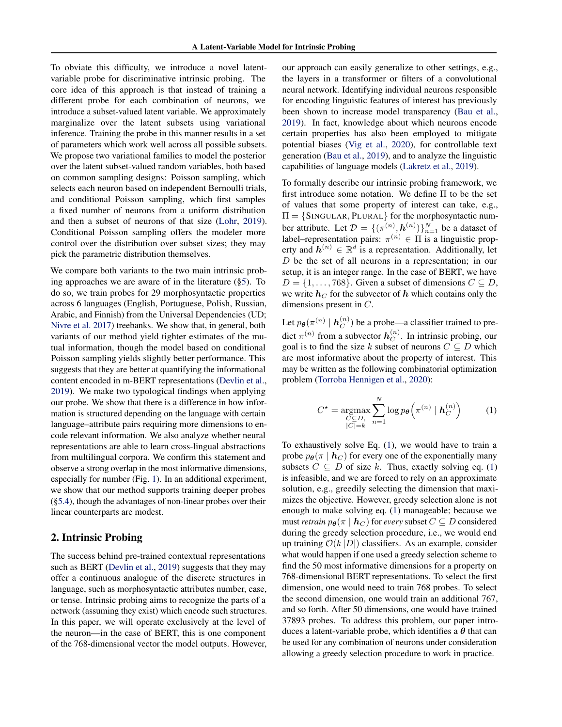To obviate this difficulty, we introduce a novel latent-variable probe for discriminative intrinsic probing. The core idea of this approach is that instead of training a different probe for each combination of neurons, we introduce a subset-valued latent variable. We approximately marginalize over the latent subsets using variational inference. Training the probe in this manner results in a set of parameters which work well across all possible subsets. We propose two variational families to model the posterior over the latent subset-valued random variables, both based on common sampling designs: Poisson sampling, which selects each neuron based on independent Bernoulli trials, and conditional Poisson sampling, which first samples a fixed number of neurons from a uniform distribution and then a subset of neurons of that size (Lohr, 2019). Conditional Poisson sampling offers the modeler more control over the distribution over subset sizes; they may pick the parametric distribution themselves.

We compare both variants to the two main intrinsic probing approaches we are aware of in the literature (§5). To do so, we train probes for 29 morphosyntactic properties across 6 languages (English, Portuguese, Polish, Russian, Arabic, and Finnish) from the Universal Dependencies (UD; Nivre et al. 2017) treebanks. We show that, in general, both variants of our method yield tighter estimates of the mutual information, though the model based on conditional Poisson sampling yields slightly better performance. This suggests that they are better at quantifying the informational content encoded in m-BERT representations (Devlin et al., 2019). We make two typological findings when applying our probe. We show that there is a difference in how information is structured depending on the language with certain language–attribute pairs requiring more dimensions to encode relevant information. We also analyze whether neural representations are able to learn cross-lingual abstractions from multilingual corpora. We confirm this statement and observe a strong overlap in the most informative dimensions, especially for number (Fig. 1). In an additional experiment, we show that our method supports training deeper probes (§5.4), though the advantages of non-linear probes over their linear counterparts are modest.

## 2. Intrinsic Probing

The success behind pre-trained contextual representations such as BERT (Devlin et al., 2019) suggests that they may offer a continuous analogue of the discrete structures in language, such as morphosyntactic attributes number, case, or tense. Intrinsic probing aims to recognize the parts of a network (assuming they exist) which encode such structures. In this paper, we will operate exclusively at the level of the neuron—in the case of BERT, this is one component of the 768-dimensional vector the model outputs. However, our approach can easily generalize to other settings, e.g., the layers in a transformer or filters of a convolutional neural network. Identifying individual neurons responsible for encoding linguistic features of interest has previously been shown to increase model transparency (Bau et al., 2019). In fact, knowledge about which neurons encode certain properties has also been employed to mitigate potential biases (Vig et al., 2020), for controllable text generation (Bau et al., 2019), and to analyze the linguistic capabilities of language models (Lakretz et al., 2019).

To formally describe our intrinsic probing framework, we first introduce some notation. We define $\Pi$ to be the set of values that some property of interest can take, e.g., $\Pi = \{\text{SINGULAR}, \text{PLURAL}\}$ for the morphosyntactic number attribute. Let $\mathcal{D} = \{(\pi^{(n)}, \boldsymbol{h}^{(n)})\}_{n=1}^{N}$ be a dataset of label–representation pairs: $\pi^{(n)} \in \Pi$ is a linguistic property and $\boldsymbol{h}^{(n)} \in \mathbb{R}^d$ is a representation. Additionally, let $D$ be the set of all neurons in a representation; in our setup, it is an integer range. In the case of BERT, we have $D = \{1, \ldots, 768\}$. Given a subset of dimensions $C \subseteq D$, we write $\boldsymbol{h}_C$ for the subvector of $\boldsymbol{h}$ which contains only the dimensions present in $C$.

Let $p_{\boldsymbol{\theta}}(\pi^{(n)} \mid \boldsymbol{h}_C^{(n)})$ be a probe—a classifier trained to predict $\pi^{(n)}$ from a subvector $\boldsymbol{h}_C^{(n)}$. In intrinsic probing, our goal is to find the size $k$ subset of neurons $C \subseteq D$ which are most informative about the property of interest. This may be written as the following combinatorial optimization problem (Torroba Hennigen et al., 2020):

$$C^{\star} = \underset{\substack{C \subseteq D, \\ |C| = k}}{\operatorname{argmax}} \sum_{n=1}^{N} \log p_{\boldsymbol{\theta}}\left(\pi^{(n)} \mid \boldsymbol{h}_C^{(n)}\right) \tag{1}$$

To exhaustively solve Eq. (1), we would have to train a probe $p_{\boldsymbol{\theta}}(\pi \mid \boldsymbol{h}_C)$ for every one of the exponentially many subsets $C \subseteq D$ of size $k$. Thus, exactly solving eq. (1) is infeasible, and we are forced to rely on an approximate solution, e.g., greedily selecting the dimension that maximizes the objective. However, greedy selection alone is not enough to make solving eq. (1) manageable; because we must *retrain* $p_{\boldsymbol{\theta}}(\pi \mid \boldsymbol{h}_C)$ for *every* subset $C \subseteq D$ considered during the greedy selection procedure, i.e., we would end up training $\mathcal{O}(k\,|D|)$ classifiers. As an example, consider what would happen if one used a greedy selection scheme to find the 50 most informative dimensions for a property on 768-dimensional BERT representations. To select the first dimension, one would need to train 768 probes. To select the second dimension, one would train an additional 767, and so forth. After 50 dimensions, one would have trained 37893 probes. To address this problem, our paper introduces a latent-variable probe, which identifies a $\boldsymbol{\theta}$ that can be used for any combination of neurons under consideration allowing a greedy selection procedure to work in practice.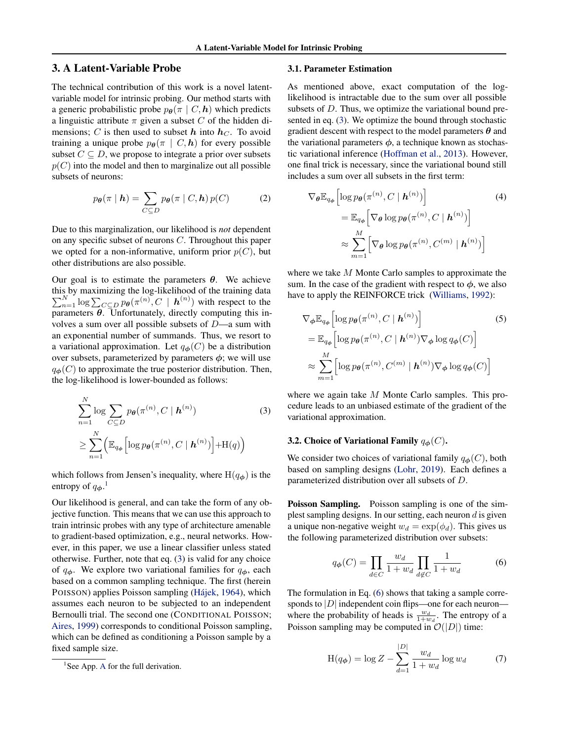## 3. A Latent-Variable Probe

The technical contribution of this work is a novel latent-variable model for intrinsic probing. Our method starts with a generic probabilistic probe $p_{\boldsymbol{\theta}}(\pi \mid C, \boldsymbol{h})$ which predicts a linguistic attribute $\pi$ given a subset $C$ of the hidden dimensions; $C$ is then used to subset $\boldsymbol{h}$ into $\boldsymbol{h}_C$. To avoid training a unique probe $p_{\boldsymbol{\theta}}(\pi \mid C, \boldsymbol{h})$ for every possible subset $C \subseteq D$, we propose to integrate a prior over subsets $p(C)$ into the model and then to marginalize out all possible subsets of neurons:

$$p_{\boldsymbol{\theta}}(\pi \mid \boldsymbol{h}) = \sum_{C \subseteq D} p_{\boldsymbol{\theta}}(\pi \mid C, \boldsymbol{h})\, p(C) \tag{2}$$

Due to this marginalization, our likelihood is *not* dependent on any specific subset of neurons $C$. Throughout this paper we opted for a non-informative, uniform prior $p(C)$, but other distributions are also possible.

Our goal is to estimate the parameters $\boldsymbol{\theta}$. We achieve this by maximizing the log-likelihood of the training data $\sum_{n=1}^{N} \log \sum_{C \subseteq D} p_{\boldsymbol{\theta}}(\pi^{(n)}, C \mid \boldsymbol{h}^{(n)})$ with respect to the parameters $\boldsymbol{\theta}$. Unfortunately, directly computing this involves a sum over all possible subsets of $D$—a sum with an exponential number of summands. Thus, we resort to a variational approximation. Let $q_{\boldsymbol{\phi}}(C)$ be a distribution over subsets, parameterized by parameters $\boldsymbol{\phi}$; we will use $q_{\boldsymbol{\phi}}(C)$ to approximate the true posterior distribution. Then, the log-likelihood is lower-bounded as follows:

$$\begin{aligned} &\sum_{n=1}^{N} \log \sum_{C \subseteq D} p_{\boldsymbol{\theta}}(\pi^{(n)}, C \mid \boldsymbol{h}^{(n)}) \\ &\geq \sum_{n=1}^{N} \Big( \mathbb{E}_{q_{\boldsymbol{\phi}}}\Big[\log p_{\boldsymbol{\theta}}(\pi^{(n)}, C \mid \boldsymbol{h}^{(n)})\Big] + \mathrm{H}(q) \Big) \end{aligned} \tag{3}$$

which follows from Jensen's inequality, where $\mathrm{H}(q_{\boldsymbol{\phi}})$ is the entropy of $q_{\boldsymbol{\phi}}$.[1]

Our likelihood is general, and can take the form of any objective function. This means that we can use this approach to train intrinsic probes with any type of architecture amenable to gradient-based optimization, e.g., neural networks. However, in this paper, we use a linear classifier unless stated otherwise. Further, note that eq. (3) is valid for any choice of $q_{\boldsymbol{\phi}}$. We explore two variational families for $q_{\boldsymbol{\phi}}$, each based on a common sampling technique. The first (herein POISSON) applies Poisson sampling (Hájek, 1964), which assumes each neuron to be subjected to an independent Bernoulli trial. The second one (CONDITIONAL POISSON; Aires, 1999) corresponds to conditional Poisson sampling, which can be defined as conditioning a Poisson sample by a fixed sample size.

[1] See App. A for the full derivation.

### 3.1. Parameter Estimation

As mentioned above, exact computation of the log-likelihood is intractable due to the sum over all possible subsets of $D$. Thus, we optimize the variational bound presented in eq. (3). We optimize the bound through stochastic gradient descent with respect to the model parameters $\boldsymbol{\theta}$ and the variational parameters $\boldsymbol{\phi}$, a technique known as stochastic variational inference (Hoffman et al., 2013). However, one final trick is necessary, since the variational bound still includes a sum over all subsets in the first term:

$$\begin{aligned} &\nabla_{\boldsymbol{\theta}} \mathbb{E}_{q_{\boldsymbol{\phi}}}\Big[\log p_{\boldsymbol{\theta}}(\pi^{(n)}, C \mid \boldsymbol{h}^{(n)})\Big] \\ &\quad = \mathbb{E}_{q_{\boldsymbol{\phi}}}\Big[\nabla_{\boldsymbol{\theta}} \log p_{\boldsymbol{\theta}}(\pi^{(n)}, C \mid \boldsymbol{h}^{(n)})\Big] \\ &\quad \approx \sum_{m=1}^{M} \Big[\nabla_{\boldsymbol{\theta}} \log p_{\boldsymbol{\theta}}(\pi^{(n)}, C^{(m)} \mid \boldsymbol{h}^{(n)})\Big] \end{aligned} \tag{4}$$

where we take $M$ Monte Carlo samples to approximate the sum. In the case of the gradient with respect to $\boldsymbol{\phi}$, we also have to apply the REINFORCE trick (Williams, 1992):

$$\begin{aligned} &\nabla_{\boldsymbol{\phi}} \mathbb{E}_{q_{\boldsymbol{\phi}}}\Big[\log p_{\boldsymbol{\theta}}(\pi^{(n)}, C \mid \boldsymbol{h}^{(n)})\Big] \\ &= \mathbb{E}_{q_{\boldsymbol{\phi}}}\Big[\log p_{\boldsymbol{\theta}}(\pi^{(n)}, C \mid \boldsymbol{h}^{(n)}) \nabla_{\boldsymbol{\phi}} \log q_{\boldsymbol{\phi}}(C)\Big] \\ &\approx \sum_{m=1}^{M} \Big[\log p_{\boldsymbol{\theta}}(\pi^{(n)}, C^{(m)} \mid \boldsymbol{h}^{(n)}) \nabla_{\boldsymbol{\phi}} \log q_{\boldsymbol{\phi}}(C)\Big] \end{aligned} \tag{5}$$

where we again take $M$ Monte Carlo samples. This procedure leads to an unbiased estimate of the gradient of the variational approximation.

### 3.2. Choice of Variational Family $q_{\boldsymbol{\phi}}(C)$.

We consider two choices of variational family $q_{\boldsymbol{\phi}}(C)$, both based on sampling designs (Lohr, 2019). Each defines a parameterized distribution over all subsets of $D$.

**Poisson Sampling.** Poisson sampling is one of the simplest sampling designs. In our setting, each neuron $d$ is given a unique non-negative weight $w_d = \exp(\phi_d)$. This gives us the following parameterized distribution over subsets:

$$q_{\boldsymbol{\phi}}(C) = \prod_{d \in C} \frac{w_d}{1 + w_d} \prod_{d \notin C} \frac{1}{1 + w_d} \tag{6}$$

The formulation in Eq. (6) shows that taking a sample corresponds to $|D|$ independent coin flips—one for each neuron—where the probability of heads is $\frac{w_d}{1+w_d}$. The entropy of a Poisson sampling may be computed in $\mathcal{O}(|D|)$ time:

$$\mathrm{H}(q_{\boldsymbol{\phi}}) = \log Z - \sum_{d=1}^{|D|} \frac{w_d}{1 + w_d} \log w_d \tag{7}$$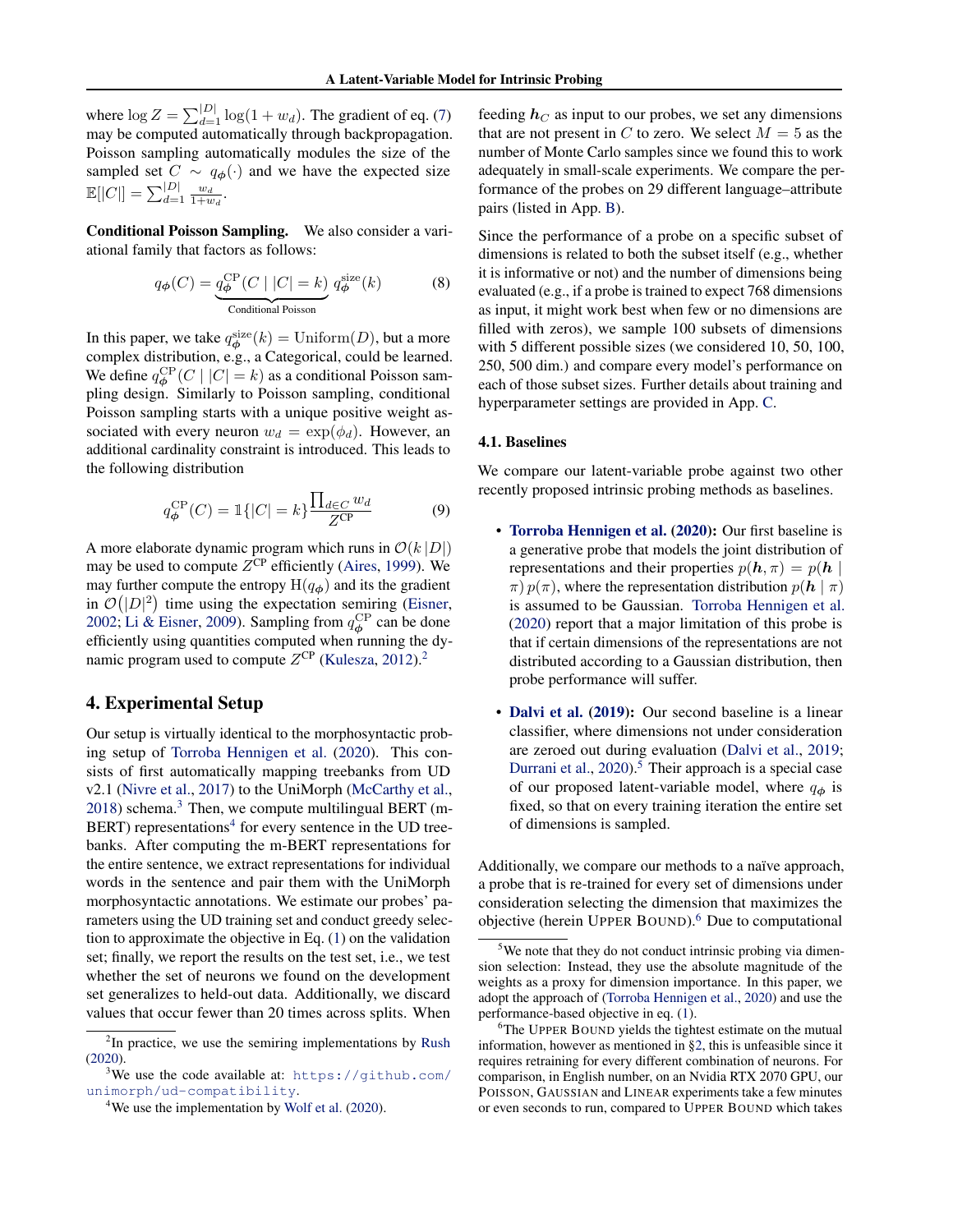where $\log Z = \sum_{d=1}^{|D|} \log(1 + w_d)$. The gradient of eq. (7) may be computed automatically through backpropagation. Poisson sampling automatically modules the size of the sampled set $C \sim q_{\phi}(\cdot)$ and we have the expected size $\mathbb{E}[|C|] = \sum_{d=1}^{|D|} \frac{w_d}{1+w_d}$.

**Conditional Poisson Sampling.** We also consider a variational family that factors as follows:

$$q_{\phi}(C) = \underbrace{q_{\phi}^{\text{CP}}(C \mid |C| = k)}_{\text{Conditional Poisson}} \, q_{\phi}^{\text{size}}(k) \tag{8}$$

In this paper, we take $q_{\phi}^{\text{size}}(k) = \text{Uniform}(D)$, but a more complex distribution, e.g., a Categorical, could be learned. We define $q_{\phi}^{\text{CP}}(C \mid |C| = k)$ as a conditional Poisson sampling design. Similarly to Poisson sampling, conditional Poisson sampling starts with a unique positive weight associated with every neuron $w_d = \exp(\phi_d)$. However, an additional cardinality constraint is introduced. This leads to the following distribution

$$q_{\phi}^{\text{CP}}(C) = \mathbb{1}\{|C| = k\} \frac{\prod_{d \in C} w_d}{Z^{\text{CP}}} \tag{9}$$

A more elaborate dynamic program which runs in $\mathcal{O}(k\,|D|)$ may be used to compute $Z^{\text{CP}}$ efficiently (Aires, 1999). We may further compute the entropy $\text{H}(q_{\phi})$ and its the gradient in $\mathcal{O}(|D|^2)$ time using the expectation semiring (Eisner, 2002; Li & Eisner, 2009). Sampling from $q_{\phi}^{\text{CP}}$ can be done efficiently using quantities computed when running the dynamic program used to compute $Z^{\text{CP}}$ (Kulesza, 2012).[2]

## 4. Experimental Setup

Our setup is virtually identical to the morphosyntactic probing setup of Torroba Hennigen et al. (2020). This consists of first automatically mapping treebanks from UD v2.1 (Nivre et al., 2017) to the UniMorph (McCarthy et al., 2018) schema.[3] Then, we compute multilingual BERT (m-BERT) representations[4] for every sentence in the UD treebanks. After computing the m-BERT representations for the entire sentence, we extract representations for individual words in the sentence and pair them with the UniMorph morphosyntactic annotations. We estimate our probes' parameters using the UD training set and conduct greedy selection to approximate the objective in Eq. (1) on the validation set; finally, we report the results on the test set, i.e., we test whether the set of neurons we found on the development set generalizes to held-out data. Additionally, we discard values that occur fewer than 20 times across splits. When feeding $\boldsymbol{h}_C$ as input to our probes, we set any dimensions that are not present in $C$ to zero. We select $M = 5$ as the number of Monte Carlo samples since we found this to work adequately in small-scale experiments. We compare the performance of the probes on 29 different language–attribute pairs (listed in App. B).

Since the performance of a probe on a specific subset of dimensions is related to both the subset itself (e.g., whether it is informative or not) and the number of dimensions being evaluated (e.g., if a probe is trained to expect 768 dimensions as input, it might work best when few or no dimensions are filled with zeros), we sample 100 subsets of dimensions with 5 different possible sizes (we considered 10, 50, 100, 250, 500 dim.) and compare every model's performance on each of those subset sizes. Further details about training and hyperparameter settings are provided in App. C.

### 4.1. Baselines

We compare our latent-variable probe against two other recently proposed intrinsic probing methods as baselines.

- **Torroba Hennigen et al. (2020):** Our first baseline is a generative probe that models the joint distribution of representations and their properties $p(\boldsymbol{h}, \pi) = p(\boldsymbol{h} \mid \pi)\, p(\pi)$, where the representation distribution $p(\boldsymbol{h} \mid \pi)$ is assumed to be Gaussian. Torroba Hennigen et al. (2020) report that a major limitation of this probe is that if certain dimensions of the representations are not distributed according to a Gaussian distribution, then probe performance will suffer.

- **Dalvi et al. (2019):** Our second baseline is a linear classifier, where dimensions not under consideration are zeroed out during evaluation (Dalvi et al., 2019; Durrani et al., 2020).[5] Their approach is a special case of our proposed latent-variable model, where $q_{\phi}$ is fixed, so that on every training iteration the entire set of dimensions is sampled.

Additionally, we compare our methods to a naïve approach, a probe that is re-trained for every set of dimensions under consideration selecting the dimension that maximizes the objective (herein UPPER BOUND).[6] Due to computational

[2] In practice, we use the semiring implementations by Rush (2020).

[3] We use the code available at: https://github.com/unimorph/ud-compatibility.

[4] We use the implementation by Wolf et al. (2020).

[5] We note that they do not conduct intrinsic probing via dimension selection: Instead, they use the absolute magnitude of the weights as a proxy for dimension importance. In this paper, we adopt the approach of (Torroba Hennigen et al., 2020) and use the performance-based objective in eq. (1).

[6] The UPPER BOUND yields the tightest estimate on the mutual information, however as mentioned in §2, this is unfeasible since it requires retraining for every different combination of neurons. For comparison, in English number, on an Nvidia RTX 2070 GPU, our POISSON, GAUSSIAN and LINEAR experiments take a few minutes or even seconds to run, compared to UPPER BOUND which takes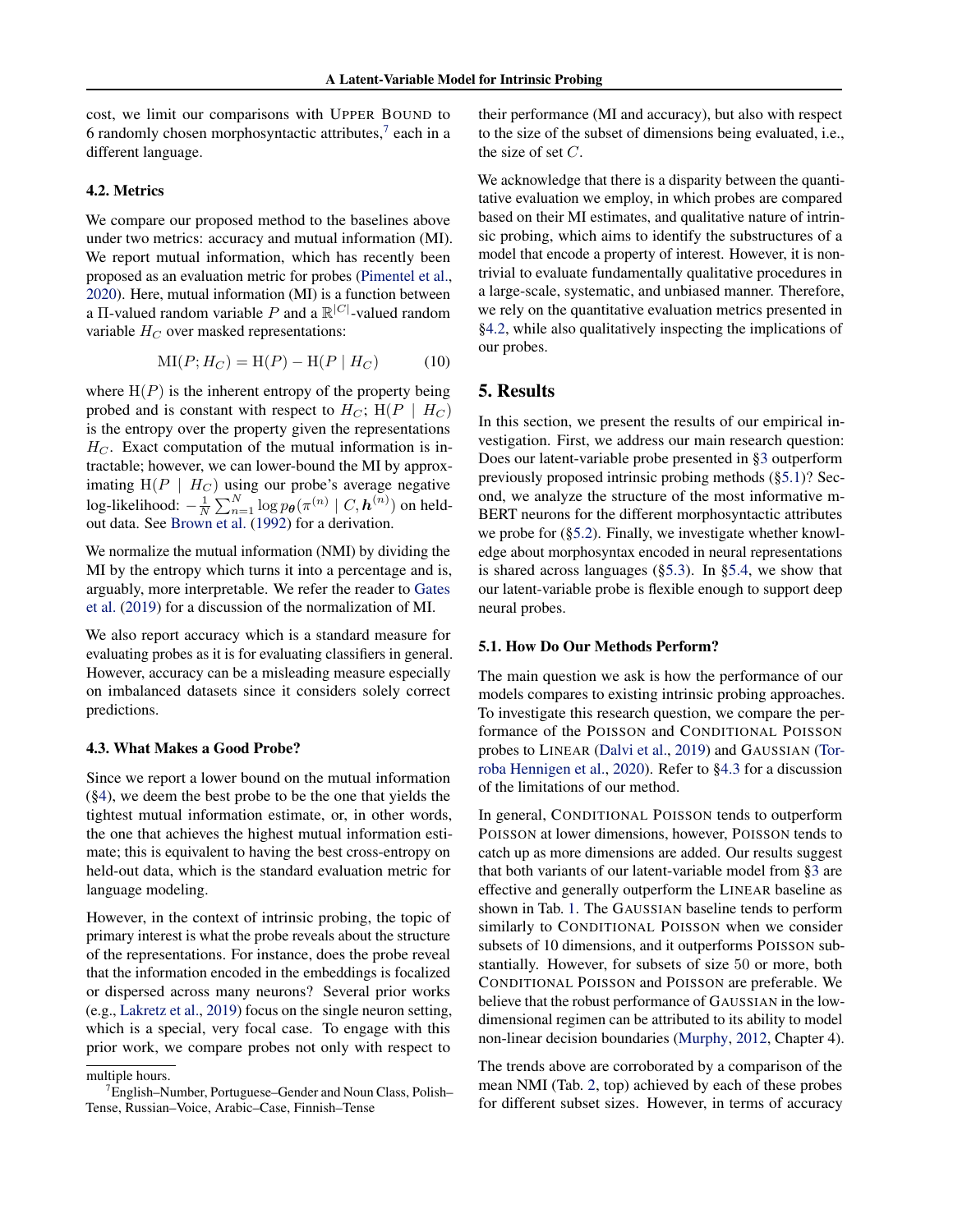cost, we limit our comparisons with UPPER BOUND to 6 randomly chosen morphosyntactic attributes,[7] each in a different language.

### 4.2. Metrics

We compare our proposed method to the baselines above under two metrics: accuracy and mutual information (MI). We report mutual information, which has recently been proposed as an evaluation metric for probes (Pimentel et al., 2020). Here, mutual information (MI) is a function between a $\Pi$-valued random variable $P$ and a $\mathbb{R}^{|C|}$-valued random variable $H_C$ over masked representations:

$$\mathrm{MI}(P; H_C) = \mathrm{H}(P) - \mathrm{H}(P \mid H_C) \tag{10}$$

where $\mathrm{H}(P)$ is the inherent entropy of the property being probed and is constant with respect to $H_C$; $\mathrm{H}(P \mid H_C)$ is the entropy over the property given the representations $H_C$. Exact computation of the mutual information is intractable; however, we can lower-bound the MI by approximating $\mathrm{H}(P \mid H_C)$ using our probe's average negative log-likelihood: $-\frac{1}{N}\sum_{n=1}^{N} \log p_{\boldsymbol{\theta}}(\pi^{(n)} \mid C, \boldsymbol{h}^{(n)})$ on held-out data. See Brown et al. (1992) for a derivation.

We normalize the mutual information (NMI) by dividing the MI by the entropy which turns it into a percentage and is, arguably, more interpretable. We refer the reader to Gates et al. (2019) for a discussion of the normalization of MI.

We also report accuracy which is a standard measure for evaluating probes as it is for evaluating classifiers in general. However, accuracy can be a misleading measure especially on imbalanced datasets since it considers solely correct predictions.

### 4.3. What Makes a Good Probe?

Since we report a lower bound on the mutual information (§4), we deem the best probe to be the one that yields the tightest mutual information estimate, or, in other words, the one that achieves the highest mutual information estimate; this is equivalent to having the best cross-entropy on held-out data, which is the standard evaluation metric for language modeling.

However, in the context of intrinsic probing, the topic of primary interest is what the probe reveals about the structure of the representations. For instance, does the probe reveal that the information encoded in the embeddings is focalized or dispersed across many neurons? Several prior works (e.g., Lakretz et al., 2019) focus on the single neuron setting, which is a special, very focal case. To engage with this prior work, we compare probes not only with respect to their performance (MI and accuracy), but also with respect to the size of the subset of dimensions being evaluated, i.e., the size of set $C$.

We acknowledge that there is a disparity between the quantitative evaluation we employ, in which probes are compared based on their MI estimates, and qualitative nature of intrinsic probing, which aims to identify the substructures of a model that encode a property of interest. However, it is non-trivial to evaluate fundamentally qualitative procedures in a large-scale, systematic, and unbiased manner. Therefore, we rely on the quantitative evaluation metrics presented in §4.2, while also qualitatively inspecting the implications of our probes.

## 5. Results

In this section, we present the results of our empirical investigation. First, we address our main research question: Does our latent-variable probe presented in §3 outperform previously proposed intrinsic probing methods (§5.1)? Second, we analyze the structure of the most informative m-BERT neurons for the different morphosyntactic attributes we probe for (§5.2). Finally, we investigate whether knowledge about morphosyntax encoded in neural representations is shared across languages (§5.3). In §5.4, we show that our latent-variable probe is flexible enough to support deep neural probes.

### 5.1. How Do Our Methods Perform?

The main question we ask is how the performance of our models compares to existing intrinsic probing approaches. To investigate this research question, we compare the performance of the POISSON and CONDITIONAL POISSON probes to LINEAR (Dalvi et al., 2019) and GAUSSIAN (Torroba Hennigen et al., 2020). Refer to §4.3 for a discussion of the limitations of our method.

In general, CONDITIONAL POISSON tends to outperform POISSON at lower dimensions, however, POISSON tends to catch up as more dimensions are added. Our results suggest that both variants of our latent-variable model from §3 are effective and generally outperform the LINEAR baseline as shown in Tab. 1. The GAUSSIAN baseline tends to perform similarly to CONDITIONAL POISSON when we consider subsets of 10 dimensions, and it outperforms POISSON substantially. However, for subsets of size 50 or more, both CONDITIONAL POISSON and POISSON are preferable. We believe that the robust performance of GAUSSIAN in the low-dimensional regimen can be attributed to its ability to model non-linear decision boundaries (Murphy, 2012, Chapter 4).

The trends above are corroborated by a comparison of the mean NMI (Tab. 2, top) achieved by each of these probes for different subset sizes. However, in terms of accuracy

multiple hours.

[7] English–Number, Portuguese–Gender and Noun Class, Polish–Tense, Russian–Voice, Arabic–Case, Finnish–Tense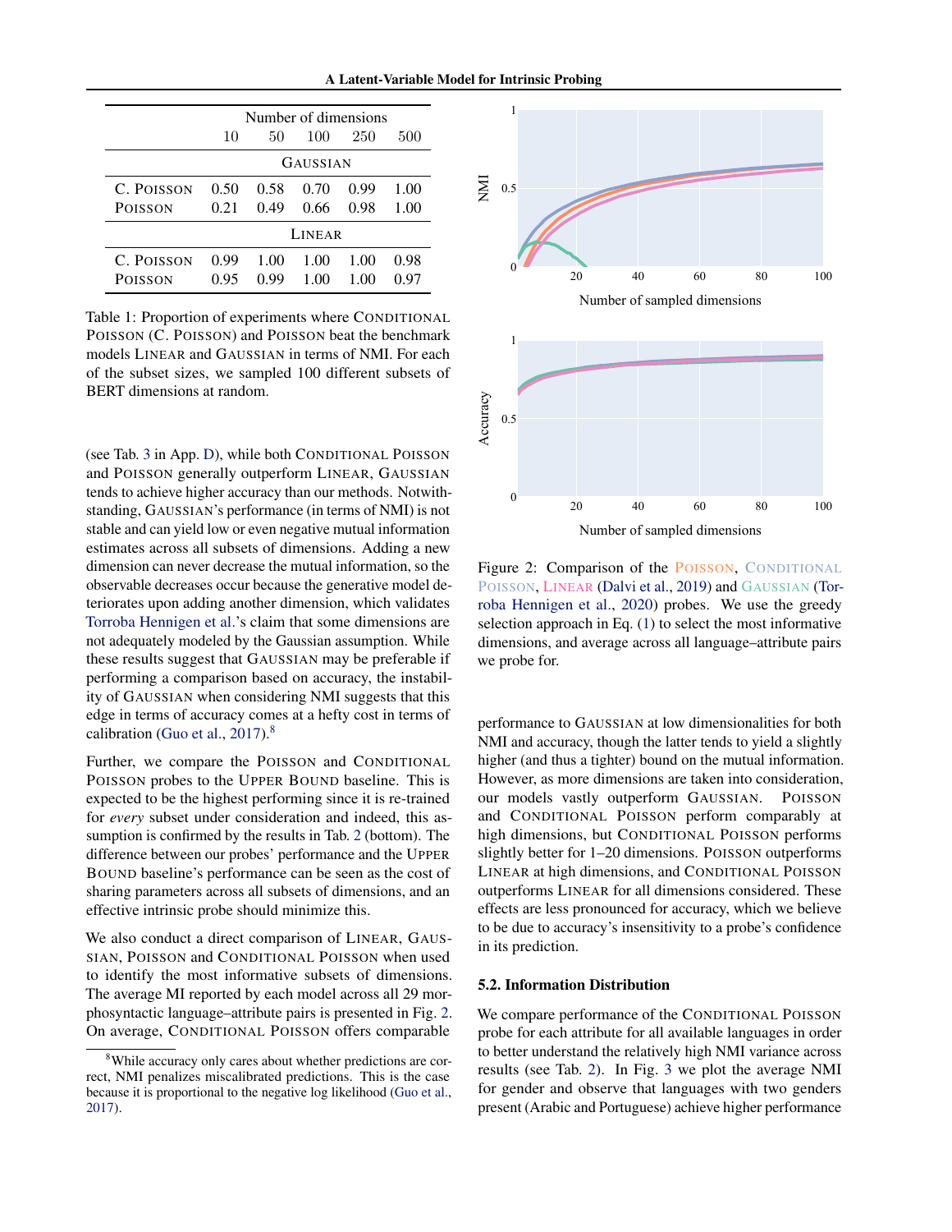| | Number of dimensions | | | | |
|---|---|---|---|---|---|
| | 10 | 50 | 100 | 250 | 500 |
| | | | GAUSSIAN | | |
| C. POISSON | 0.50 | 0.58 | 0.70 | 0.99 | 1.00 |
| POISSON | 0.21 | 0.49 | 0.66 | 0.98 | 1.00 |
| | | | LINEAR | | |
| C. POISSON | 0.99 | 1.00 | 1.00 | 1.00 | 0.98 |
| POISSON | 0.95 | 0.99 | 1.00 | 1.00 | 0.97 |

Table 1: Proportion of experiments where CONDITIONAL POISSON (C. POISSON) and POISSON beat the benchmark models LINEAR and GAUSSIAN in terms of NMI. For each of the subset sizes, we sampled 100 different subsets of BERT dimensions at random.

(see Tab. 3 in App. D), while both CONDITIONAL POISSON and POISSON generally outperform LINEAR, GAUSSIAN tends to achieve higher accuracy than our methods. Notwithstanding, GAUSSIAN's performance (in terms of NMI) is not stable and can yield low or even negative mutual information estimates across all subsets of dimensions. Adding a new dimension can never decrease the mutual information, so the observable decreases occur because the generative model deteriorates upon adding another dimension, which validates Torroba Hennigen et al.'s claim that some dimensions are not adequately modeled by the Gaussian assumption. While these results suggest that GAUSSIAN may be preferable if performing a comparison based on accuracy, the instability of GAUSSIAN when considering NMI suggests that this edge in terms of accuracy comes at a hefty cost in terms of calibration (Guo et al., 2017).[8]

Further, we compare the POISSON and CONDITIONAL POISSON probes to the UPPER BOUND baseline. This is expected to be the highest performing since it is re-trained for *every* subset under consideration and indeed, this assumption is confirmed by the results in Tab. 2 (bottom). The difference between our probes' performance and the UPPER BOUND baseline's performance can be seen as the cost of sharing parameters across all subsets of dimensions, and an effective intrinsic probe should minimize this.

We also conduct a direct comparison of LINEAR, GAUSSIAN, POISSON and CONDITIONAL POISSON when used to identify the most informative subsets of dimensions. The average MI reported by each model across all 29 morphosyntactic language–attribute pairs is presented in Fig. 2. On average, CONDITIONAL POISSON offers comparable performance to GAUSSIAN at low dimensionalities for both NMI and accuracy, though the latter tends to yield a slightly higher (and thus a tighter) bound on the mutual information. However, as more dimensions are taken into consideration, our models vastly outperform GAUSSIAN. POISSON and CONDITIONAL POISSON perform comparably at high dimensions, but CONDITIONAL POISSON performs slightly better for 1–20 dimensions. POISSON outperforms LINEAR at high dimensions, and CONDITIONAL POISSON outperforms LINEAR for all dimensions considered. These effects are less pronounced for accuracy, which we believe to be due to accuracy's insensitivity to a probe's confidence in its prediction.

Figure 2: Comparison of the POISSON, CONDITIONAL POISSON, LINEAR (Dalvi et al., 2019) and GAUSSIAN (Torroba Hennigen et al., 2020) probes. We use the greedy selection approach in Eq. (1) to select the most informative dimensions, and average across all language–attribute pairs we probe for.

## 5.2. Information Distribution

We compare performance of the CONDITIONAL POISSON probe for each attribute for all available languages in order to better understand the relatively high NMI variance across results (see Tab. 2). In Fig. 3 we plot the average NMI for gender and observe that languages with two genders present (Arabic and Portuguese) achieve higher performance

[8] While accuracy only cares about whether predictions are correct, NMI penalizes miscalibrated predictions. This is the case because it is proportional to the negative log likelihood (Guo et al., 2017).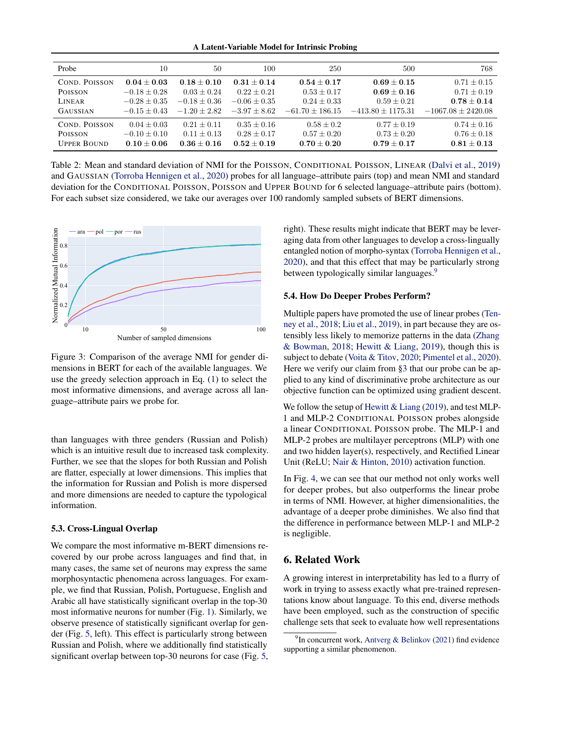| Probe | 10 | 50 | 100 | 250 | 500 | 768 |
|---|---|---|---|---|---|---|
| Cond. Poisson | $\mathbf{0.04 \pm 0.03}$ | $\mathbf{0.18 \pm 0.10}$ | $\mathbf{0.31 \pm 0.14}$ | $\mathbf{0.54 \pm 0.17}$ | $\mathbf{0.69 \pm 0.15}$ | $0.71 \pm 0.15$ |
| Poisson | $-0.18 \pm 0.28$ | $0.03 \pm 0.24$ | $0.22 \pm 0.21$ | $0.53 \pm 0.17$ | $\mathbf{0.69 \pm 0.16}$ | $0.71 \pm 0.19$ |
| Linear | $-0.28 \pm 0.35$ | $-0.18 \pm 0.36$ | $-0.06 \pm 0.35$ | $0.24 \pm 0.33$ | $0.59 \pm 0.21$ | $\mathbf{0.78 \pm 0.14}$ |
| Gaussian | $-0.15 \pm 0.43$ | $-1.20 \pm 2.82$ | $-3.97 \pm 8.62$ | $-61.70 \pm 186.15$ | $-413.80 \pm 1175.31$ | $-1067.08 \pm 2420.08$ |
| Cond. Poisson | $0.04 \pm 0.03$ | $0.21 \pm 0.11$ | $0.35 \pm 0.16$ | $0.58 \pm 0.2$ | $0.77 \pm 0.19$ | $0.74 \pm 0.16$ |
| Poisson | $-0.10 \pm 0.10$ | $0.11 \pm 0.13$ | $0.28 \pm 0.17$ | $0.57 \pm 0.20$ | $0.73 \pm 0.20$ | $0.76 \pm 0.18$ |
| Upper Bound | $\mathbf{0.10 \pm 0.06}$ | $\mathbf{0.36 \pm 0.16}$ | $\mathbf{0.52 \pm 0.19}$ | $\mathbf{0.70 \pm 0.20}$ | $\mathbf{0.79 \pm 0.17}$ | $\mathbf{0.81 \pm 0.13}$ |

Table 2: Mean and standard deviation of NMI for the Poisson, Conditional Poisson, Linear (Dalvi et al., 2019) and Gaussian (Torroba Hennigen et al., 2020) probes for all language–attribute pairs (top) and mean NMI and standard deviation for the Conditional Poisson, Poisson and Upper Bound for 6 selected language–attribute pairs (bottom). For each subset size considered, we take our averages over 100 randomly sampled subsets of BERT dimensions.

Figure 3: Comparison of the average NMI for gender dimensions in BERT for each of the available languages. We use the greedy selection approach in Eq. (1) to select the most informative dimensions, and average across all language–attribute pairs we probe for.

than languages with three genders (Russian and Polish) which is an intuitive result due to increased task complexity. Further, we see that the slopes for both Russian and Polish are flatter, especially at lower dimensions. This implies that the information for Russian and Polish is more dispersed and more dimensions are needed to capture the typological information.

### 5.3. Cross-Lingual Overlap

We compare the most informative m-BERT dimensions recovered by our probe across languages and find that, in many cases, the same set of neurons may express the same morphosyntactic phenomena across languages. For example, we find that Russian, Polish, Portuguese, English and Arabic all have statistically significant overlap in the top-30 most informative neurons for number (Fig. 1). Similarly, we observe presence of statistically significant overlap for gender (Fig. 5, left). This effect is particularly strong between Russian and Polish, where we additionally find statistically significant overlap between top-30 neurons for case (Fig. 5, right). These results might indicate that BERT may be leveraging data from other languages to develop a cross-lingually entangled notion of morpho-syntax (Torroba Hennigen et al., 2020), and that this effect that may be particularly strong between typologically similar languages.[9]

### 5.4. How Do Deeper Probes Perform?

Multiple papers have promoted the use of linear probes (Tenney et al., 2018; Liu et al., 2019), in part because they are ostensibly less likely to memorize patterns in the data (Zhang & Bowman, 2018; Hewitt & Liang, 2019), though this is subject to debate (Voita & Titov, 2020; Pimentel et al., 2020). Here we verify our claim from §3 that our probe can be applied to any kind of discriminative probe architecture as our objective function can be optimized using gradient descent.

We follow the setup of Hewitt & Liang (2019), and test MLP-1 and MLP-2 Conditional Poisson probes alongside a linear Conditional Poisson probe. The MLP-1 and MLP-2 probes are multilayer perceptrons (MLP) with one and two hidden layer(s), respectively, and Rectified Linear Unit (ReLU; Nair & Hinton, 2010) activation function.

In Fig. 4, we can see that our method not only works well for deeper probes, but also outperforms the linear probe in terms of NMI. However, at higher dimensionalities, the advantage of a deeper probe diminishes. We also find that the difference in performance between MLP-1 and MLP-2 is negligible.

## 6. Related Work

A growing interest in interpretability has led to a flurry of work in trying to assess exactly what pre-trained representations know about language. To this end, diverse methods have been employed, such as the construction of specific challenge sets that seek to evaluate how well representations

[9] In concurrent work, Antverg & Belinkov (2021) find evidence supporting a similar phenomenon.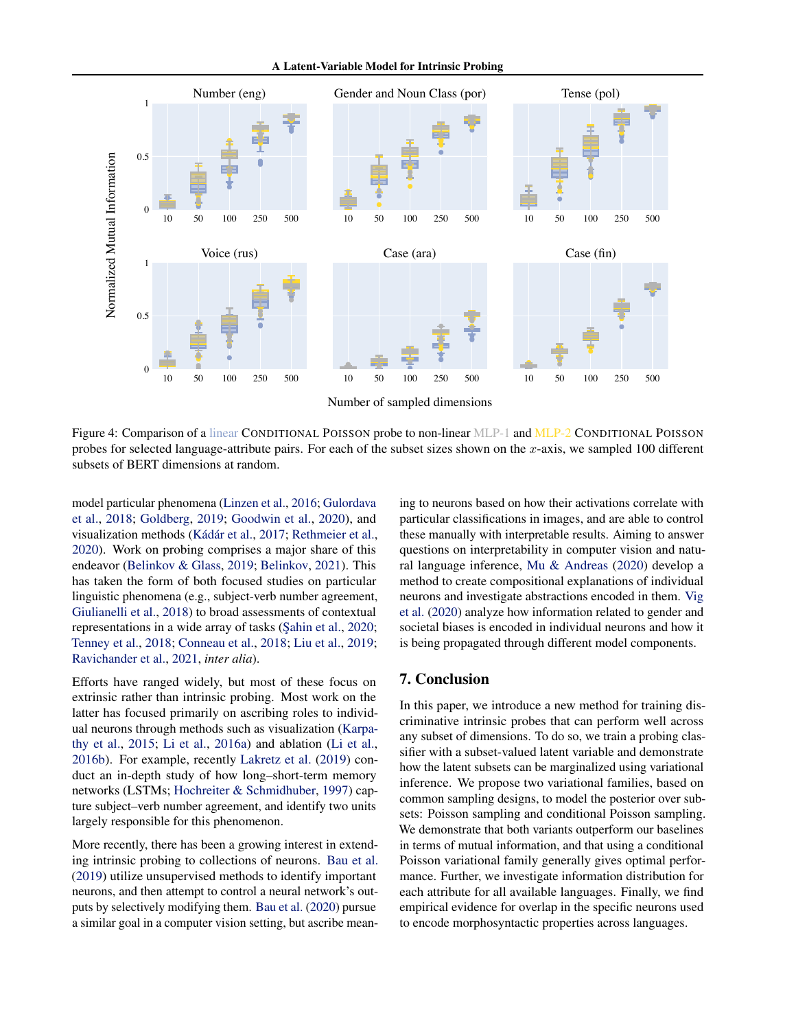Figure 4: Comparison of a linear CONDITIONAL POISSON probe to non-linear MLP-1 and MLP-2 CONDITIONAL POISSON probes for selected language-attribute pairs. For each of the subset sizes shown on the $x$-axis, we sampled 100 different subsets of BERT dimensions at random.

model particular phenomena (Linzen et al., 2016; Gulordava et al., 2018; Goldberg, 2019; Goodwin et al., 2020), and visualization methods (Kádár et al., 2017; Rethmeier et al., 2020). Work on probing comprises a major share of this endeavor (Belinkov & Glass, 2019; Belinkov, 2021). This has taken the form of both focused studies on particular linguistic phenomena (e.g., subject-verb number agreement, Giulianelli et al., 2018) to broad assessments of contextual representations in a wide array of tasks (Şahin et al., 2020; Tenney et al., 2018; Conneau et al., 2018; Liu et al., 2019; Ravichander et al., 2021, *inter alia*).

Efforts have ranged widely, but most of these focus on extrinsic rather than intrinsic probing. Most work on the latter has focused primarily on ascribing roles to individual neurons through methods such as visualization (Karpathy et al., 2015; Li et al., 2016a) and ablation (Li et al., 2016b). For example, recently Lakretz et al. (2019) conduct an in-depth study of how long–short-term memory networks (LSTMs; Hochreiter & Schmidhuber, 1997) capture subject–verb number agreement, and identify two units largely responsible for this phenomenon.

More recently, there has been a growing interest in extending intrinsic probing to collections of neurons. Bau et al. (2019) utilize unsupervised methods to identify important neurons, and then attempt to control a neural network's outputs by selectively modifying them. Bau et al. (2020) pursue a similar goal in a computer vision setting, but ascribe meaning to neurons based on how their activations correlate with particular classifications in images, and are able to control these manually with interpretable results. Aiming to answer questions on interpretability in computer vision and natural language inference, Mu & Andreas (2020) develop a method to create compositional explanations of individual neurons and investigate abstractions encoded in them. Vig et al. (2020) analyze how information related to gender and societal biases is encoded in individual neurons and how it is being propagated through different model components.

## 7. Conclusion

In this paper, we introduce a new method for training discriminative intrinsic probes that can perform well across any subset of dimensions. To do so, we train a probing classifier with a subset-valued latent variable and demonstrate how the latent subsets can be marginalized using variational inference. We propose two variational families, based on common sampling designs, to model the posterior over subsets: Poisson sampling and conditional Poisson sampling. We demonstrate that both variants outperform our baselines in terms of mutual information, and that using a conditional Poisson variational family generally gives optimal performance. Further, we investigate information distribution for each attribute for all available languages. Finally, we find empirical evidence for overlap in the specific neurons used to encode morphosyntactic properties across languages.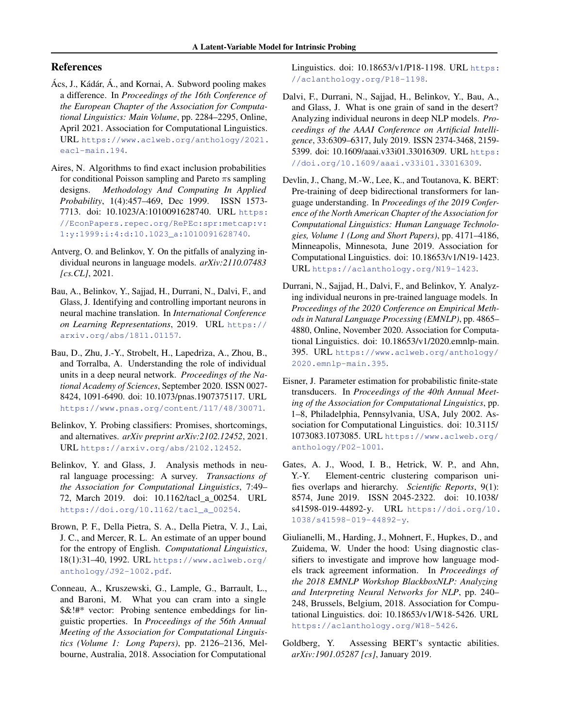## References

Ács, J., Kádár, Á., and Kornai, A. Subword pooling makes a difference. In *Proceedings of the 16th Conference of the European Chapter of the Association for Computational Linguistics: Main Volume*, pp. 2284–2295, Online, April 2021. Association for Computational Linguistics. URL https://www.aclweb.org/anthology/2021.eacl-main.194.

Aires, N. Algorithms to find exact inclusion probabilities for conditional Poisson sampling and Pareto $\pi$s sampling designs. *Methodology And Computing In Applied Probability*, 1(4):457–469, Dec 1999. ISSN 1573-7713. doi: 10.1023/A:1010091628740. URL https://EconPapers.repec.org/RePEc:spr:metcap:v:1:y:1999:i:4:d:10.1023_a:1010091628740.

Antverg, O. and Belinkov, Y. On the pitfalls of analyzing individual neurons in language models. *arXiv:2110.07483 [cs.CL]*, 2021.

Bau, A., Belinkov, Y., Sajjad, H., Durrani, N., Dalvi, F., and Glass, J. Identifying and controlling important neurons in neural machine translation. In *International Conference on Learning Representations*, 2019. URL https://arxiv.org/abs/1811.01157.

Bau, D., Zhu, J.-Y., Strobelt, H., Lapedriza, A., Zhou, B., and Torralba, A. Understanding the role of individual units in a deep neural network. *Proceedings of the National Academy of Sciences*, September 2020. ISSN 0027-8424, 1091-6490. doi: 10.1073/pnas.1907375117. URL https://www.pnas.org/content/117/48/30071.

Belinkov, Y. Probing classifiers: Promises, shortcomings, and alternatives. *arXiv preprint arXiv:2102.12452*, 2021. URL https://arxiv.org/abs/2102.12452.

Belinkov, Y. and Glass, J. Analysis methods in neural language processing: A survey. *Transactions of the Association for Computational Linguistics*, 7:49–72, March 2019. doi: 10.1162/tacl_a_00254. URL https://doi.org/10.1162/tacl_a_00254.

Brown, P. F., Della Pietra, S. A., Della Pietra, V. J., Lai, J. C., and Mercer, R. L. An estimate of an upper bound for the entropy of English. *Computational Linguistics*, 18(1):31–40, 1992. URL https://www.aclweb.org/anthology/J92-1002.pdf.

Conneau, A., Kruszewski, G., Lample, G., Barrault, L., and Baroni, M. What you can cram into a single $&!#* vector: Probing sentence embeddings for linguistic properties. In *Proceedings of the 56th Annual Meeting of the Association for Computational Linguistics (Volume 1: Long Papers)*, pp. 2126–2136, Melbourne, Australia, 2018. Association for Computational Linguistics. doi: 10.18653/v1/P18-1198. URL https://aclanthology.org/P18-1198.

Dalvi, F., Durrani, N., Sajjad, H., Belinkov, Y., Bau, A., and Glass, J. What is one grain of sand in the desert? Analyzing individual neurons in deep NLP models. *Proceedings of the AAAI Conference on Artificial Intelligence*, 33:6309–6317, July 2019. ISSN 2374-3468, 2159-5399. doi: 10.1609/aaai.v33i01.33016309. URL https://doi.org/10.1609/aaai.v33i01.33016309.

Devlin, J., Chang, M.-W., Lee, K., and Toutanova, K. BERT: Pre-training of deep bidirectional transformers for language understanding. In *Proceedings of the 2019 Conference of the North American Chapter of the Association for Computational Linguistics: Human Language Technologies, Volume 1 (Long and Short Papers)*, pp. 4171–4186, Minneapolis, Minnesota, June 2019. Association for Computational Linguistics. doi: 10.18653/v1/N19-1423. URL https://aclanthology.org/N19-1423.

Durrani, N., Sajjad, H., Dalvi, F., and Belinkov, Y. Analyzing individual neurons in pre-trained language models. In *Proceedings of the 2020 Conference on Empirical Methods in Natural Language Processing (EMNLP)*, pp. 4865–4880, Online, November 2020. Association for Computational Linguistics. doi: 10.18653/v1/2020.emnlp-main.395. URL https://www.aclweb.org/anthology/2020.emnlp-main.395.

Eisner, J. Parameter estimation for probabilistic finite-state transducers. In *Proceedings of the 40th Annual Meeting of the Association for Computational Linguistics*, pp. 1–8, Philadelphia, Pennsylvania, USA, July 2002. Association for Computational Linguistics. doi: 10.3115/1073083.1073085. URL https://www.aclweb.org/anthology/P02-1001.

Gates, A. J., Wood, I. B., Hetrick, W. P., and Ahn, Y.-Y. Element-centric clustering comparison unifies overlaps and hierarchy. *Scientific Reports*, 9(1):8574, June 2019. ISSN 2045-2322. doi: 10.1038/s41598-019-44892-y. URL https://doi.org/10.1038/s41598-019-44892-y.

Giulianelli, M., Harding, J., Mohnert, F., Hupkes, D., and Zuidema, W. Under the hood: Using diagnostic classifiers to investigate and improve how language models track agreement information. In *Proceedings of the 2018 EMNLP Workshop BlackboxNLP: Analyzing and Interpreting Neural Networks for NLP*, pp. 240–248, Brussels, Belgium, 2018. Association for Computational Linguistics. doi: 10.18653/v1/W18-5426. URL https://aclanthology.org/W18-5426.

Goldberg, Y. Assessing BERT's syntactic abilities. *arXiv:1901.05287 [cs]*, January 2019.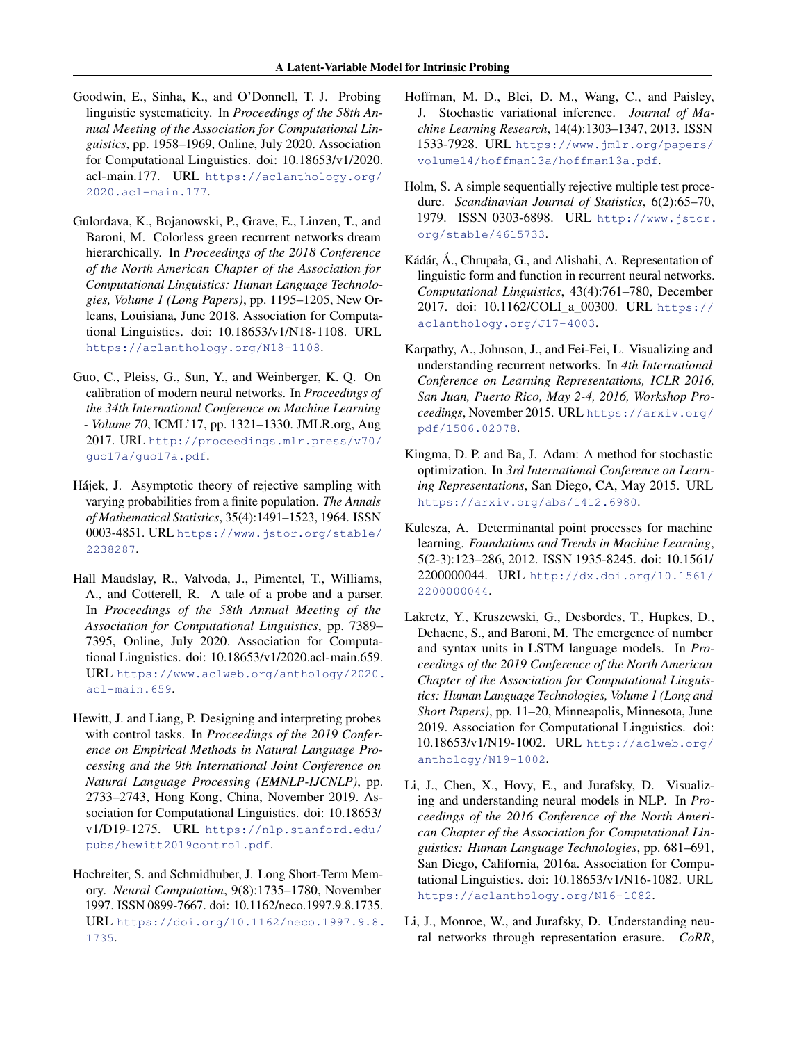Goodwin, E., Sinha, K., and O'Donnell, T. J. Probing linguistic systematicity. In *Proceedings of the 58th Annual Meeting of the Association for Computational Linguistics*, pp. 1958–1969, Online, July 2020. Association for Computational Linguistics. doi: 10.18653/v1/2020.acl-main.177. URL https://aclanthology.org/2020.acl-main.177.

Gulordava, K., Bojanowski, P., Grave, E., Linzen, T., and Baroni, M. Colorless green recurrent networks dream hierarchically. In *Proceedings of the 2018 Conference of the North American Chapter of the Association for Computational Linguistics: Human Language Technologies, Volume 1 (Long Papers)*, pp. 1195–1205, New Orleans, Louisiana, June 2018. Association for Computational Linguistics. doi: 10.18653/v1/N18-1108. URL https://aclanthology.org/N18-1108.

Guo, C., Pleiss, G., Sun, Y., and Weinberger, K. Q. On calibration of modern neural networks. In *Proceedings of the 34th International Conference on Machine Learning - Volume 70*, ICML'17, pp. 1321–1330. JMLR.org, Aug 2017. URL http://proceedings.mlr.press/v70/guo17a/guo17a.pdf.

Hájek, J. Asymptotic theory of rejective sampling with varying probabilities from a finite population. *The Annals of Mathematical Statistics*, 35(4):1491–1523, 1964. ISSN 0003-4851. URL https://www.jstor.org/stable/2238287.

Hall Maudslay, R., Valvoda, J., Pimentel, T., Williams, A., and Cotterell, R. A tale of a probe and a parser. In *Proceedings of the 58th Annual Meeting of the Association for Computational Linguistics*, pp. 7389–7395, Online, July 2020. Association for Computational Linguistics. doi: 10.18653/v1/2020.acl-main.659. URL https://www.aclweb.org/anthology/2020.acl-main.659.

Hewitt, J. and Liang, P. Designing and interpreting probes with control tasks. In *Proceedings of the 2019 Conference on Empirical Methods in Natural Language Processing and the 9th International Joint Conference on Natural Language Processing (EMNLP-IJCNLP)*, pp. 2733–2743, Hong Kong, China, November 2019. Association for Computational Linguistics. doi: 10.18653/v1/D19-1275. URL https://nlp.stanford.edu/pubs/hewitt2019control.pdf.

Hochreiter, S. and Schmidhuber, J. Long Short-Term Memory. *Neural Computation*, 9(8):1735–1780, November 1997. ISSN 0899-7667. doi: 10.1162/neco.1997.9.8.1735. URL https://doi.org/10.1162/neco.1997.9.8.1735.

Hoffman, M. D., Blei, D. M., Wang, C., and Paisley, J. Stochastic variational inference. *Journal of Machine Learning Research*, 14(4):1303–1347, 2013. ISSN 1533-7928. URL https://www.jmlr.org/papers/volume14/hoffman13a/hoffman13a.pdf.

Holm, S. A simple sequentially rejective multiple test procedure. *Scandinavian Journal of Statistics*, 6(2):65–70, 1979. ISSN 0303-6898. URL http://www.jstor.org/stable/4615733.

Kádár, Á., Chrupała, G., and Alishahi, A. Representation of linguistic form and function in recurrent neural networks. *Computational Linguistics*, 43(4):761–780, December 2017. doi: 10.1162/COLI_a_00300. URL https://aclanthology.org/J17-4003.

Karpathy, A., Johnson, J., and Fei-Fei, L. Visualizing and understanding recurrent networks. In *4th International Conference on Learning Representations, ICLR 2016, San Juan, Puerto Rico, May 2-4, 2016, Workshop Proceedings*, November 2015. URL https://arxiv.org/pdf/1506.02078.

Kingma, D. P. and Ba, J. Adam: A method for stochastic optimization. In *3rd International Conference on Learning Representations*, San Diego, CA, May 2015. URL https://arxiv.org/abs/1412.6980.

Kulesza, A. Determinantal point processes for machine learning. *Foundations and Trends in Machine Learning*, 5(2-3):123–286, 2012. ISSN 1935-8245. doi: 10.1561/2200000044. URL http://dx.doi.org/10.1561/2200000044.

Lakretz, Y., Kruszewski, G., Desbordes, T., Hupkes, D., Dehaene, S., and Baroni, M. The emergence of number and syntax units in LSTM language models. In *Proceedings of the 2019 Conference of the North American Chapter of the Association for Computational Linguistics: Human Language Technologies, Volume 1 (Long and Short Papers)*, pp. 11–20, Minneapolis, Minnesota, June 2019. Association for Computational Linguistics. doi: 10.18653/v1/N19-1002. URL http://aclweb.org/anthology/N19-1002.

Li, J., Chen, X., Hovy, E., and Jurafsky, D. Visualizing and understanding neural models in NLP. In *Proceedings of the 2016 Conference of the North American Chapter of the Association for Computational Linguistics: Human Language Technologies*, pp. 681–691, San Diego, California, 2016a. Association for Computational Linguistics. doi: 10.18653/v1/N16-1082. URL https://aclanthology.org/N16-1082.

Li, J., Monroe, W., and Jurafsky, D. Understanding neural networks through representation erasure. *CoRR*,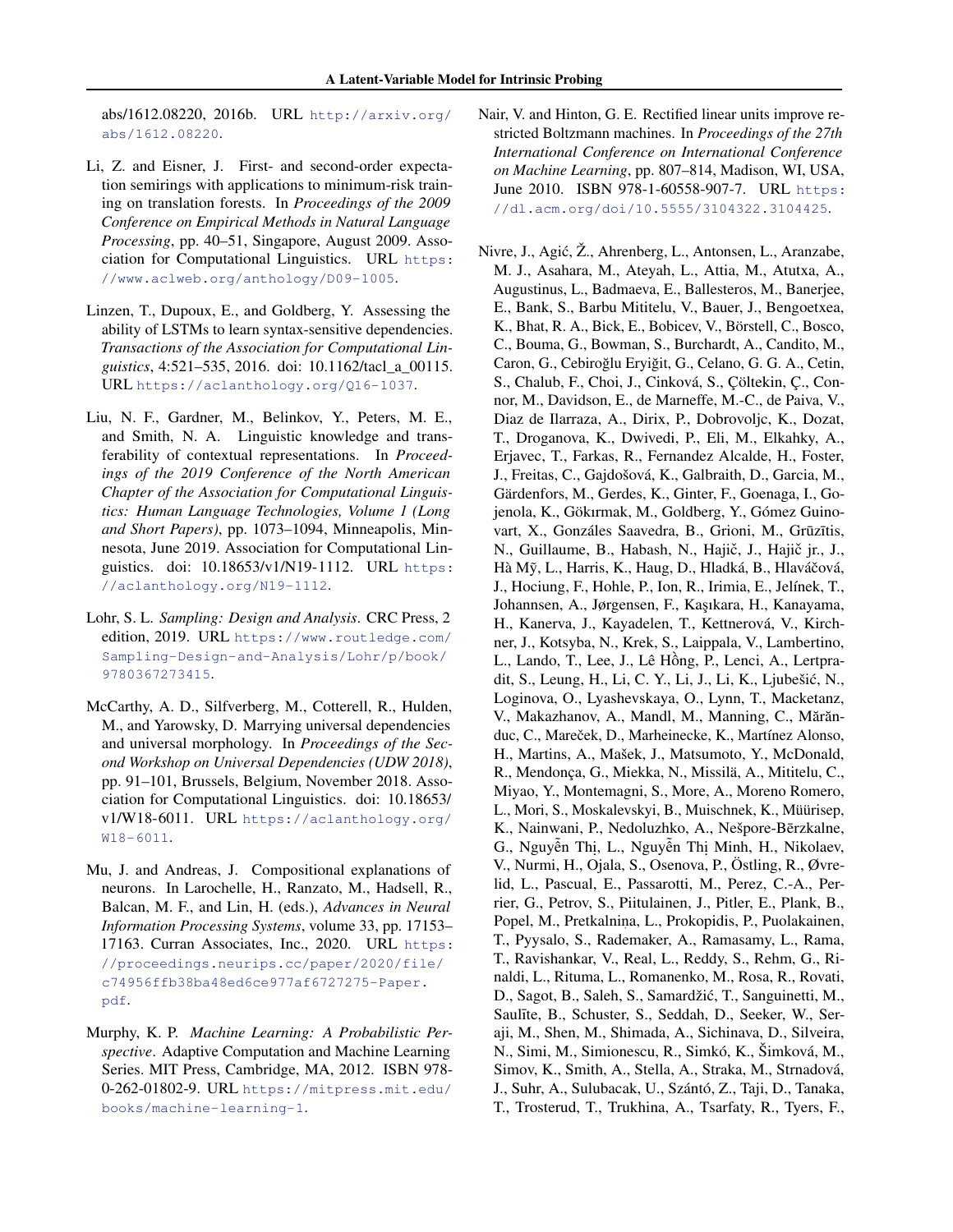abs/1612.08220, 2016b. URL http://arxiv.org/abs/1612.08220.

Li, Z. and Eisner, J. First- and second-order expectation semirings with applications to minimum-risk training on translation forests. In *Proceedings of the 2009 Conference on Empirical Methods in Natural Language Processing*, pp. 40–51, Singapore, August 2009. Association for Computational Linguistics. URL https://www.aclweb.org/anthology/D09-1005.

Linzen, T., Dupoux, E., and Goldberg, Y. Assessing the ability of LSTMs to learn syntax-sensitive dependencies. *Transactions of the Association for Computational Linguistics*, 4:521–535, 2016. doi: 10.1162/tacl_a_00115. URL https://aclanthology.org/Q16-1037.

Liu, N. F., Gardner, M., Belinkov, Y., Peters, M. E., and Smith, N. A. Linguistic knowledge and transferability of contextual representations. In *Proceedings of the 2019 Conference of the North American Chapter of the Association for Computational Linguistics: Human Language Technologies, Volume 1 (Long and Short Papers)*, pp. 1073–1094, Minneapolis, Minnesota, June 2019. Association for Computational Linguistics. doi: 10.18653/v1/N19-1112. URL https://aclanthology.org/N19-1112.

Lohr, S. L. *Sampling: Design and Analysis*. CRC Press, 2 edition, 2019. URL https://www.routledge.com/Sampling-Design-and-Analysis/Lohr/p/book/9780367273415.

McCarthy, A. D., Silfverberg, M., Cotterell, R., Hulden, M., and Yarowsky, D. Marrying universal dependencies and universal morphology. In *Proceedings of the Second Workshop on Universal Dependencies (UDW 2018)*, pp. 91–101, Brussels, Belgium, November 2018. Association for Computational Linguistics. doi: 10.18653/v1/W18-6011. URL https://aclanthology.org/W18-6011.

Mu, J. and Andreas, J. Compositional explanations of neurons. In Larochelle, H., Ranzato, M., Hadsell, R., Balcan, M. F., and Lin, H. (eds.), *Advances in Neural Information Processing Systems*, volume 33, pp. 17153–17163. Curran Associates, Inc., 2020. URL https://proceedings.neurips.cc/paper/2020/file/c74956ffb38ba48ed6ce977af6727275-Paper.pdf.

Murphy, K. P. *Machine Learning: A Probabilistic Perspective*. Adaptive Computation and Machine Learning Series. MIT Press, Cambridge, MA, 2012. ISBN 978-0-262-01802-9. URL https://mitpress.mit.edu/books/machine-learning-1.

Nair, V. and Hinton, G. E. Rectified linear units improve restricted Boltzmann machines. In *Proceedings of the 27th International Conference on International Conference on Machine Learning*, pp. 807–814, Madison, WI, USA, June 2010. ISBN 978-1-60558-907-7. URL https://dl.acm.org/doi/10.5555/3104322.3104425.

Nivre, J., Agić, Ž., Ahrenberg, L., Antonsen, L., Aranzabe, M. J., Asahara, M., Ateyah, L., Attia, M., Atutxa, A., Augustinus, L., Badmaeva, E., Ballesteros, M., Banerjee, E., Bank, S., Barbu Mititelu, V., Bauer, J., Bengoetxea, K., Bhat, R. A., Bick, E., Bobicev, V., Börstell, C., Bosco, C., Bouma, G., Bowman, S., Burchardt, A., Candito, M., Caron, G., Cebiroğlu Eryiğit, G., Celano, G. G. A., Cetin, S., Chalub, F., Choi, J., Cinková, S., Çöltekin, Ç., Connor, M., Davidson, E., de Marneffe, M.-C., de Paiva, V., Diaz de Ilarraza, A., Dirix, P., Dobrovoljc, K., Dozat, T., Droganova, K., Dwivedi, P., Eli, M., Elkahky, A., Erjavec, T., Farkas, R., Fernandez Alcalde, H., Foster, J., Freitas, C., Gajdošová, K., Galbraith, D., Garcia, M., Gärdenfors, M., Gerdes, K., Ginter, F., Goenaga, I., Gojenola, K., Gökırmak, M., Goldberg, Y., Gómez Guinovart, X., Gonzáles Saavedra, B., Grioni, M., Grūzītis, N., Guillaume, B., Habash, N., Hajič, J., Hajič jr., J., Hà Mỹ, L., Harris, K., Haug, D., Hladká, B., Hlaváčová, J., Hociung, F., Hohle, P., Ion, R., Irimia, E., Jelínek, T., Johannsen, A., Jørgensen, F., Kaşıkara, H., Kanayama, H., Kanerva, J., Kayadelen, T., Kettnerová, V., Kirchner, J., Kotsyba, N., Krek, S., Laippala, V., Lambertino, L., Lando, T., Lee, J., Lê Hồng, P., Lenci, A., Lertpradit, S., Leung, H., Li, C. Y., Li, J., Li, K., Ljubešić, N., Loginova, O., Lyashevskaya, O., Lynn, T., Macketanz, V., Makazhanov, A., Mandl, M., Manning, C., Mărănduc, C., Mareček, D., Marheinecke, K., Martínez Alonso, H., Martins, A., Mašek, J., Matsumoto, Y., McDonald, R., Mendonça, G., Miekka, N., Missilä, A., Mititelu, C., Miyao, Y., Montemagni, S., More, A., Moreno Romero, L., Mori, S., Moskalevskyi, B., Muischnek, K., Müürisep, K., Nainwani, P., Nedoluzhko, A., Nešpore-Bērzkalne, G., Nguyễn Thị, L., Nguyễn Thị Minh, H., Nikolaev, V., Nurmi, H., Ojala, S., Osenova, P., Östling, R., Øvrelid, L., Pascual, E., Passarotti, M., Perez, C.-A., Perrier, G., Petrov, S., Piitulainen, J., Pitler, E., Plank, B., Popel, M., Pretkalniņa, L., Prokopidis, P., Puolakainen, T., Pyysalo, S., Rademaker, A., Ramasamy, L., Rama, T., Ravishankar, V., Real, L., Reddy, S., Rehm, G., Rinaldi, L., Rituma, L., Romanenko, M., Rosa, R., Rovati, D., Sagot, B., Saleh, S., Samardžić, T., Sanguinetti, M., Saulīte, B., Schuster, S., Seddah, D., Seeker, W., Seraji, M., Shen, M., Shimada, A., Sichinava, D., Silveira, N., Simi, M., Simionescu, R., Simkó, K., Šimková, M., Simov, K., Smith, A., Stella, A., Straka, M., Strnadová, J., Suhr, A., Sulubacak, U., Szántó, Z., Taji, D., Tanaka, T., Trosterud, T., Trukhina, A., Tsarfaty, R., Tyers, F.,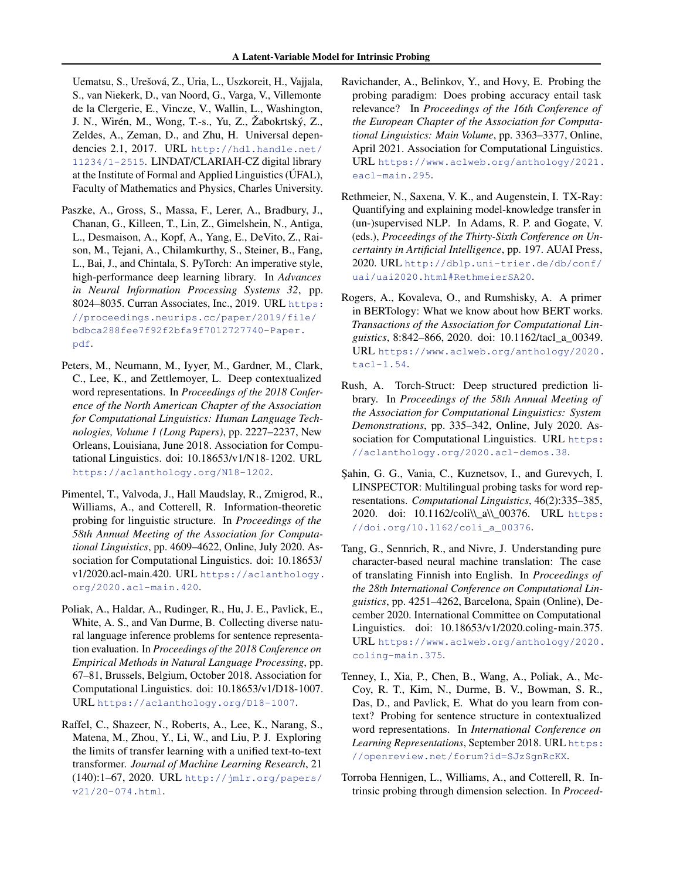Uematsu, S., Urešová, Z., Uria, L., Uszkoreit, H., Vajjala, S., van Niekerk, D., van Noord, G., Varga, V., Villemonte de la Clergerie, E., Vincze, V., Wallin, L., Washington, J. N., Wirén, M., Wong, T.-s., Yu, Z., Žabokrtský, Z., Zeldes, A., Zeman, D., and Zhu, H. Universal dependencies 2.1, 2017. URL http://hdl.handle.net/11234/1-2515. LINDAT/CLARIAH-CZ digital library at the Institute of Formal and Applied Linguistics (ÚFAL), Faculty of Mathematics and Physics, Charles University.

Paszke, A., Gross, S., Massa, F., Lerer, A., Bradbury, J., Chanan, G., Killeen, T., Lin, Z., Gimelshein, N., Antiga, L., Desmaison, A., Kopf, A., Yang, E., DeVito, Z., Raison, M., Tejani, A., Chilamkurthy, S., Steiner, B., Fang, L., Bai, J., and Chintala, S. PyTorch: An imperative style, high-performance deep learning library. In *Advances in Neural Information Processing Systems 32*, pp. 8024–8035. Curran Associates, Inc., 2019. URL https://proceedings.neurips.cc/paper/2019/file/bdbca288fee7f92f2bfa9f7012727740-Paper.pdf.

Peters, M., Neumann, M., Iyyer, M., Gardner, M., Clark, C., Lee, K., and Zettlemoyer, L. Deep contextualized word representations. In *Proceedings of the 2018 Conference of the North American Chapter of the Association for Computational Linguistics: Human Language Technologies, Volume 1 (Long Papers)*, pp. 2227–2237, New Orleans, Louisiana, June 2018. Association for Computational Linguistics. doi: 10.18653/v1/N18-1202. URL https://aclanthology.org/N18-1202.

Pimentel, T., Valvoda, J., Hall Maudslay, R., Zmigrod, R., Williams, A., and Cotterell, R. Information-theoretic probing for linguistic structure. In *Proceedings of the 58th Annual Meeting of the Association for Computational Linguistics*, pp. 4609–4622, Online, July 2020. Association for Computational Linguistics. doi: 10.18653/v1/2020.acl-main.420. URL https://aclanthology.org/2020.acl-main.420.

Poliak, A., Haldar, A., Rudinger, R., Hu, J. E., Pavlick, E., White, A. S., and Van Durme, B. Collecting diverse natural language inference problems for sentence representation evaluation. In *Proceedings of the 2018 Conference on Empirical Methods in Natural Language Processing*, pp. 67–81, Brussels, Belgium, October 2018. Association for Computational Linguistics. doi: 10.18653/v1/D18-1007. URL https://aclanthology.org/D18-1007.

Raffel, C., Shazeer, N., Roberts, A., Lee, K., Narang, S., Matena, M., Zhou, Y., Li, W., and Liu, P. J. Exploring the limits of transfer learning with a unified text-to-text transformer. *Journal of Machine Learning Research*, 21 (140):1–67, 2020. URL http://jmlr.org/papers/v21/20-074.html.

Ravichander, A., Belinkov, Y., and Hovy, E. Probing the probing paradigm: Does probing accuracy entail task relevance? In *Proceedings of the 16th Conference of the European Chapter of the Association for Computational Linguistics: Main Volume*, pp. 3363–3377, Online, April 2021. Association for Computational Linguistics. URL https://www.aclweb.org/anthology/2021.eacl-main.295.

Rethmeier, N., Saxena, V. K., and Augenstein, I. TX-Ray: Quantifying and explaining model-knowledge transfer in (un-)supervised NLP. In Adams, R. P. and Gogate, V. (eds.), *Proceedings of the Thirty-Sixth Conference on Uncertainty in Artificial Intelligence*, pp. 197. AUAI Press, 2020. URL http://dblp.uni-trier.de/db/conf/uai/uai2020.html#RethmeierSA20.

Rogers, A., Kovaleva, O., and Rumshisky, A. A primer in BERTology: What we know about how BERT works. *Transactions of the Association for Computational Linguistics*, 8:842–866, 2020. doi: 10.1162/tacl_a_00349. URL https://www.aclweb.org/anthology/2020.tacl-1.54.

Rush, A. Torch-Struct: Deep structured prediction library. In *Proceedings of the 58th Annual Meeting of the Association for Computational Linguistics: System Demonstrations*, pp. 335–342, Online, July 2020. Association for Computational Linguistics. URL https://aclanthology.org/2020.acl-demos.38.

Şahin, G. G., Vania, C., Kuznetsov, I., and Gurevych, I. LINSPECTOR: Multilingual probing tasks for word representations. *Computational Linguistics*, 46(2):335–385, 2020. doi: 10.1162/coli\\_a\\_00376. URL https://doi.org/10.1162/coli_a_00376.

Tang, G., Sennrich, R., and Nivre, J. Understanding pure character-based neural machine translation: The case of translating Finnish into English. In *Proceedings of the 28th International Conference on Computational Linguistics*, pp. 4251–4262, Barcelona, Spain (Online), December 2020. International Committee on Computational Linguistics. doi: 10.18653/v1/2020.coling-main.375. URL https://www.aclweb.org/anthology/2020.coling-main.375.

Tenney, I., Xia, P., Chen, B., Wang, A., Poliak, A., McCoy, R. T., Kim, N., Durme, B. V., Bowman, S. R., Das, D., and Pavlick, E. What do you learn from context? Probing for sentence structure in contextualized word representations. In *International Conference on Learning Representations*, September 2018. URL https://openreview.net/forum?id=SJzSgnRcKX.

Torroba Hennigen, L., Williams, A., and Cotterell, R. Intrinsic probing through dimension selection. In *Proceed-*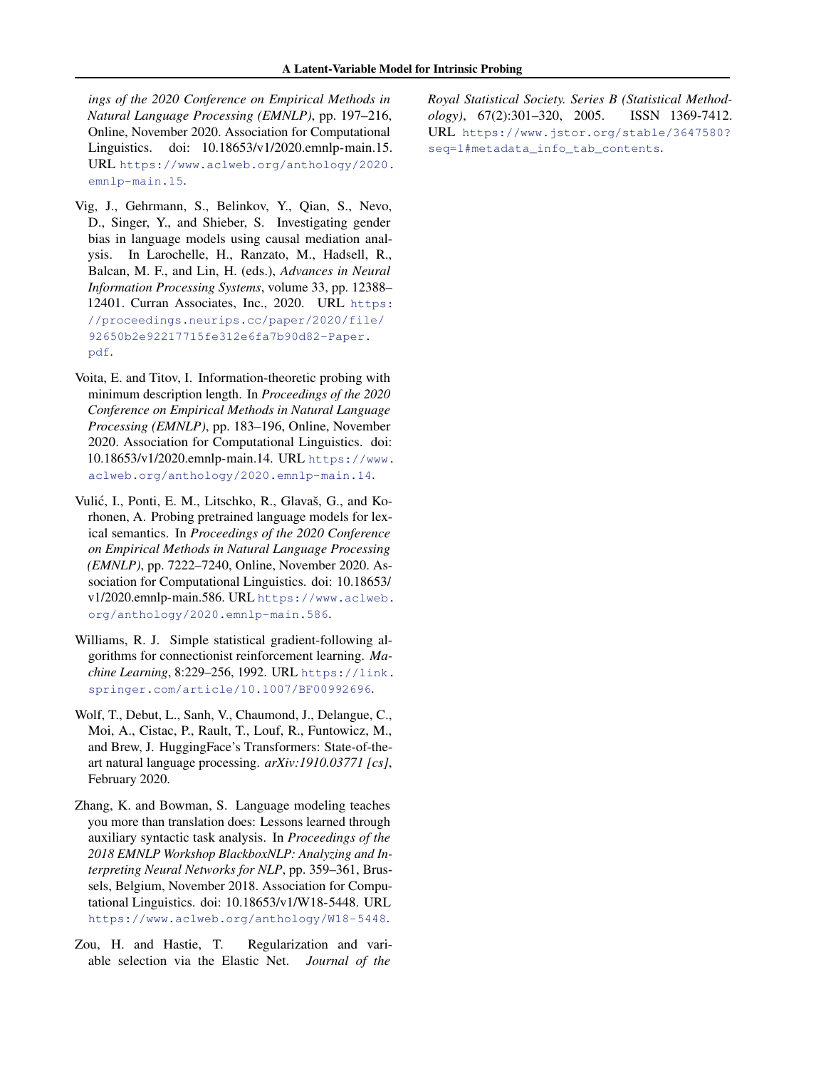ings of the 2020 Conference on Empirical Methods in Natural Language Processing (EMNLP)*, pp. 197–216, Online, November 2020. Association for Computational Linguistics. doi: 10.18653/v1/2020.emnlp-main.15. URL https://www.aclweb.org/anthology/2020.emnlp-main.15.

Vig, J., Gehrmann, S., Belinkov, Y., Qian, S., Nevo, D., Singer, Y., and Shieber, S. Investigating gender bias in language models using causal mediation analysis. In Larochelle, H., Ranzato, M., Hadsell, R., Balcan, M. F., and Lin, H. (eds.), *Advances in Neural Information Processing Systems*, volume 33, pp. 12388–12401. Curran Associates, Inc., 2020. URL https://proceedings.neurips.cc/paper/2020/file/92650b2e92217715fe312e6fa7b90d82-Paper.pdf.

Voita, E. and Titov, I. Information-theoretic probing with minimum description length. In *Proceedings of the 2020 Conference on Empirical Methods in Natural Language Processing (EMNLP)*, pp. 183–196, Online, November 2020. Association for Computational Linguistics. doi: 10.18653/v1/2020.emnlp-main.14. URL https://www.aclweb.org/anthology/2020.emnlp-main.14.

Vulić, I., Ponti, E. M., Litschko, R., Glavaš, G., and Korhonen, A. Probing pretrained language models for lexical semantics. In *Proceedings of the 2020 Conference on Empirical Methods in Natural Language Processing (EMNLP)*, pp. 7222–7240, Online, November 2020. Association for Computational Linguistics. doi: 10.18653/v1/2020.emnlp-main.586. URL https://www.aclweb.org/anthology/2020.emnlp-main.586.

Williams, R. J. Simple statistical gradient-following algorithms for connectionist reinforcement learning. *Machine Learning*, 8:229–256, 1992. URL https://link.springer.com/article/10.1007/BF00992696.

Wolf, T., Debut, L., Sanh, V., Chaumond, J., Delangue, C., Moi, A., Cistac, P., Rault, T., Louf, R., Funtowicz, M., and Brew, J. HuggingFace's Transformers: State-of-the-art natural language processing. *arXiv:1910.03771 [cs]*, February 2020.

Zhang, K. and Bowman, S. Language modeling teaches you more than translation does: Lessons learned through auxiliary syntactic task analysis. In *Proceedings of the 2018 EMNLP Workshop BlackboxNLP: Analyzing and Interpreting Neural Networks for NLP*, pp. 359–361, Brussels, Belgium, November 2018. Association for Computational Linguistics. doi: 10.18653/v1/W18-5448. URL https://www.aclweb.org/anthology/W18-5448.

Zou, H. and Hastie, T. Regularization and variable selection via the Elastic Net. *Journal of the Royal Statistical Society. Series B (Statistical Methodology)*, 67(2):301–320, 2005. ISSN 1369-7412. URL https://www.jstor.org/stable/3647580?seq=1#metadata_info_tab_contents.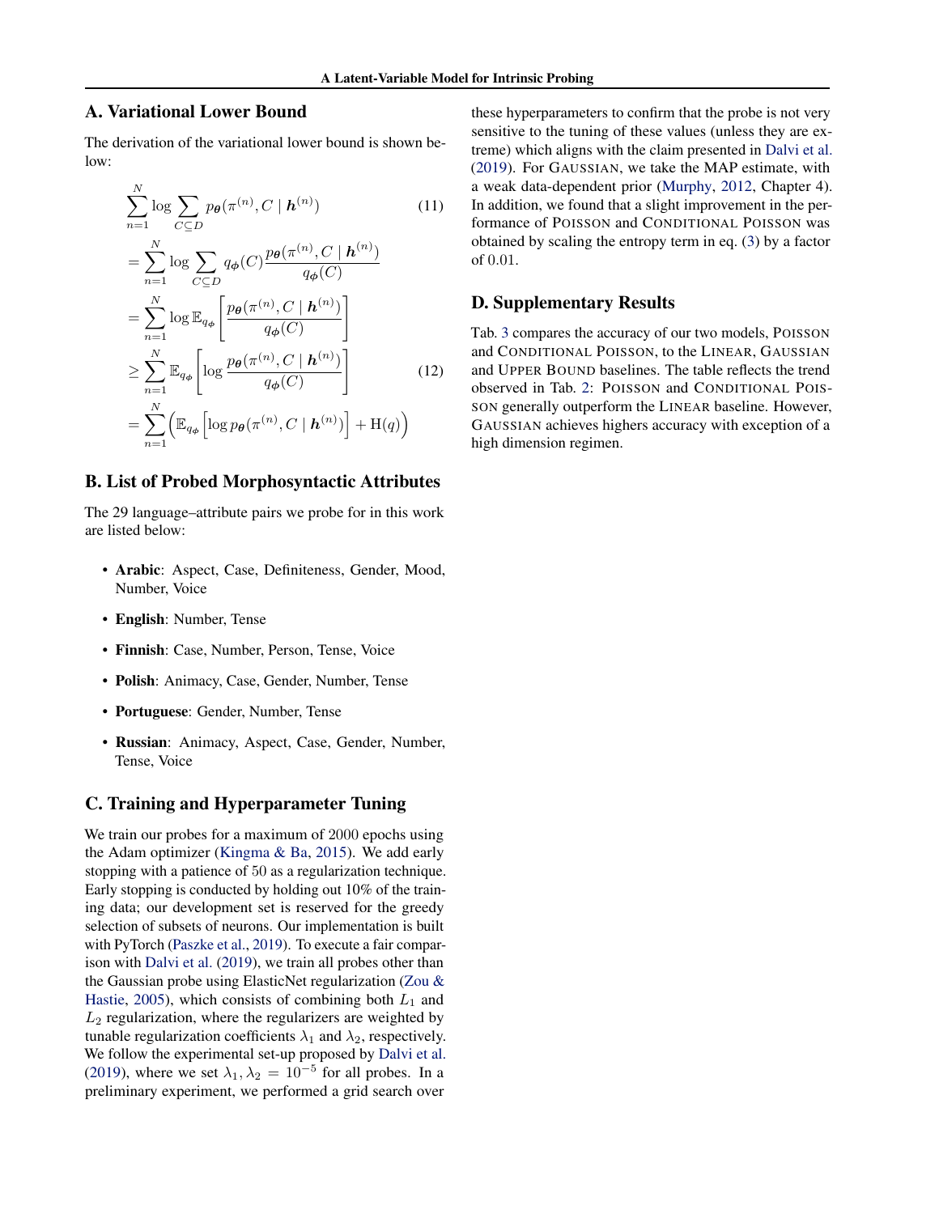## A. Variational Lower Bound

The derivation of the variational lower bound is shown below:

$$
\sum_{n=1}^{N} \log \sum_{C \subseteq D} p_{\boldsymbol{\theta}}(\pi^{(n)}, C \mid \boldsymbol{h}^{(n)}) \tag{11}
$$

$$
= \sum_{n=1}^{N} \log \sum_{C \subseteq D} q_{\boldsymbol{\phi}}(C) \frac{p_{\boldsymbol{\theta}}(\pi^{(n)}, C \mid \boldsymbol{h}^{(n)})}{q_{\boldsymbol{\phi}}(C)}
$$

$$
= \sum_{n=1}^{N} \log \mathbb{E}_{q_{\boldsymbol{\phi}}} \left[ \frac{p_{\boldsymbol{\theta}}(\pi^{(n)}, C \mid \boldsymbol{h}^{(n)})}{q_{\boldsymbol{\phi}}(C)} \right]
$$

$$
\geq \sum_{n=1}^{N} \mathbb{E}_{q_{\boldsymbol{\phi}}} \left[ \log \frac{p_{\boldsymbol{\theta}}(\pi^{(n)}, C \mid \boldsymbol{h}^{(n)})}{q_{\boldsymbol{\phi}}(C)} \right] \tag{12}
$$

$$
= \sum_{n=1}^{N} \left( \mathbb{E}_{q_{\boldsymbol{\phi}}} \left[ \log p_{\boldsymbol{\theta}}(\pi^{(n)}, C \mid \boldsymbol{h}^{(n)}) \right] + \mathrm{H}(q) \right)
$$

## B. List of Probed Morphosyntactic Attributes

The 29 language–attribute pairs we probe for in this work are listed below:

- **Arabic**: Aspect, Case, Definiteness, Gender, Mood, Number, Voice
- **English**: Number, Tense
- **Finnish**: Case, Number, Person, Tense, Voice
- **Polish**: Animacy, Case, Gender, Number, Tense
- **Portuguese**: Gender, Number, Tense
- **Russian**: Animacy, Aspect, Case, Gender, Number, Tense, Voice

## C. Training and Hyperparameter Tuning

We train our probes for a maximum of 2000 epochs using the Adam optimizer (Kingma & Ba, 2015). We add early stopping with a patience of 50 as a regularization technique. Early stopping is conducted by holding out 10% of the training data; our development set is reserved for the greedy selection of subsets of neurons. Our implementation is built with PyTorch (Paszke et al., 2019). To execute a fair comparison with Dalvi et al. (2019), we train all probes other than the Gaussian probe using ElasticNet regularization (Zou & Hastie, 2005), which consists of combining both $L_1$ and $L_2$ regularization, where the regularizers are weighted by tunable regularization coefficients $\lambda_1$ and $\lambda_2$, respectively. We follow the experimental set-up proposed by Dalvi et al. (2019), where we set $\lambda_1, \lambda_2 = 10^{-5}$ for all probes. In a preliminary experiment, we performed a grid search over these hyperparameters to confirm that the probe is not very sensitive to the tuning of these values (unless they are extreme) which aligns with the claim presented in Dalvi et al. (2019). For GAUSSIAN, we take the MAP estimate, with a weak data-dependent prior (Murphy, 2012, Chapter 4). In addition, we found that a slight improvement in the performance of POISSON and CONDITIONAL POISSON was obtained by scaling the entropy term in eq. (3) by a factor of 0.01.

## D. Supplementary Results

Tab. 3 compares the accuracy of our two models, POISSON and CONDITIONAL POISSON, to the LINEAR, GAUSSIAN and UPPER BOUND baselines. The table reflects the trend observed in Tab. 2: POISSON and CONDITIONAL POISSON generally outperform the LINEAR baseline. However, GAUSSIAN achieves highers accuracy with exception of a high dimension regimen.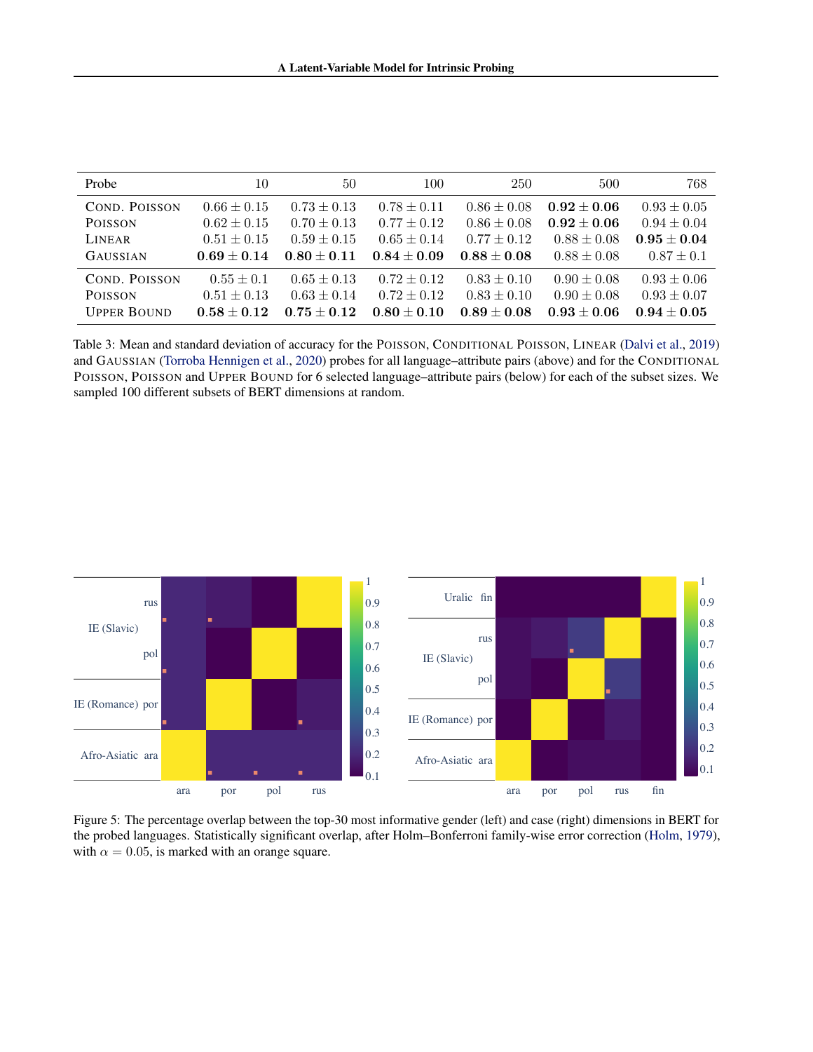| Probe | 10 | 50 | 100 | 250 | 500 | 768 |
|---|---|---|---|---|---|---|
| COND. POISSON | $0.66 \pm 0.15$ | $0.73 \pm 0.13$ | $0.78 \pm 0.11$ | $0.86 \pm 0.08$ | $\mathbf{0.92 \pm 0.06}$ | $0.93 \pm 0.05$ |
| POISSON | $0.62 \pm 0.15$ | $0.70 \pm 0.13$ | $0.77 \pm 0.12$ | $0.86 \pm 0.08$ | $\mathbf{0.92 \pm 0.06}$ | $0.94 \pm 0.04$ |
| LINEAR | $0.51 \pm 0.15$ | $0.59 \pm 0.15$ | $0.65 \pm 0.14$ | $0.77 \pm 0.12$ | $0.88 \pm 0.08$ | $\mathbf{0.95 \pm 0.04}$ |
| GAUSSIAN | $\mathbf{0.69 \pm 0.14}$ | $\mathbf{0.80 \pm 0.11}$ | $\mathbf{0.84 \pm 0.09}$ | $\mathbf{0.88 \pm 0.08}$ | $0.88 \pm 0.08$ | $0.87 \pm 0.1$ |
| COND. POISSON | $0.55 \pm 0.1$ | $0.65 \pm 0.13$ | $0.72 \pm 0.12$ | $0.83 \pm 0.10$ | $0.90 \pm 0.08$ | $0.93 \pm 0.06$ |
| POISSON | $0.51 \pm 0.13$ | $0.63 \pm 0.14$ | $0.72 \pm 0.12$ | $0.83 \pm 0.10$ | $0.90 \pm 0.08$ | $0.93 \pm 0.07$ |
| UPPER BOUND | $\mathbf{0.58 \pm 0.12}$ | $\mathbf{0.75 \pm 0.12}$ | $\mathbf{0.80 \pm 0.10}$ | $\mathbf{0.89 \pm 0.08}$ | $\mathbf{0.93 \pm 0.06}$ | $\mathbf{0.94 \pm 0.05}$ |

Table 3: Mean and standard deviation of accuracy for the POISSON, CONDITIONAL POISSON, LINEAR (Dalvi et al., 2019) and GAUSSIAN (Torroba Hennigen et al., 2020) probes for all language–attribute pairs (above) and for the CONDITIONAL POISSON, POISSON and UPPER BOUND for 6 selected language–attribute pairs (below) for each of the subset sizes. We sampled 100 different subsets of BERT dimensions at random.

IE (Slavic) rus
pol
IE (Romance) por
Afro-Asiatic ara
ara por pol rus
0.1 0.2 0.3 0.4 0.5 0.6 0.7 0.8 0.9 1

Uralic fin
IE (Slavic) rus
pol
IE (Romance) por
Afro-Asiatic ara
ara por pol rus fin
0.1 0.2 0.3 0.4 0.5 0.6 0.7 0.8 0.9 1

Figure 5: The percentage overlap between the top-30 most informative gender (left) and case (right) dimensions in BERT for the probed languages. Statistically significant overlap, after Holm–Bonferroni family-wise error correction (Holm, 1979), with $\alpha = 0.05$, is marked with an orange square.